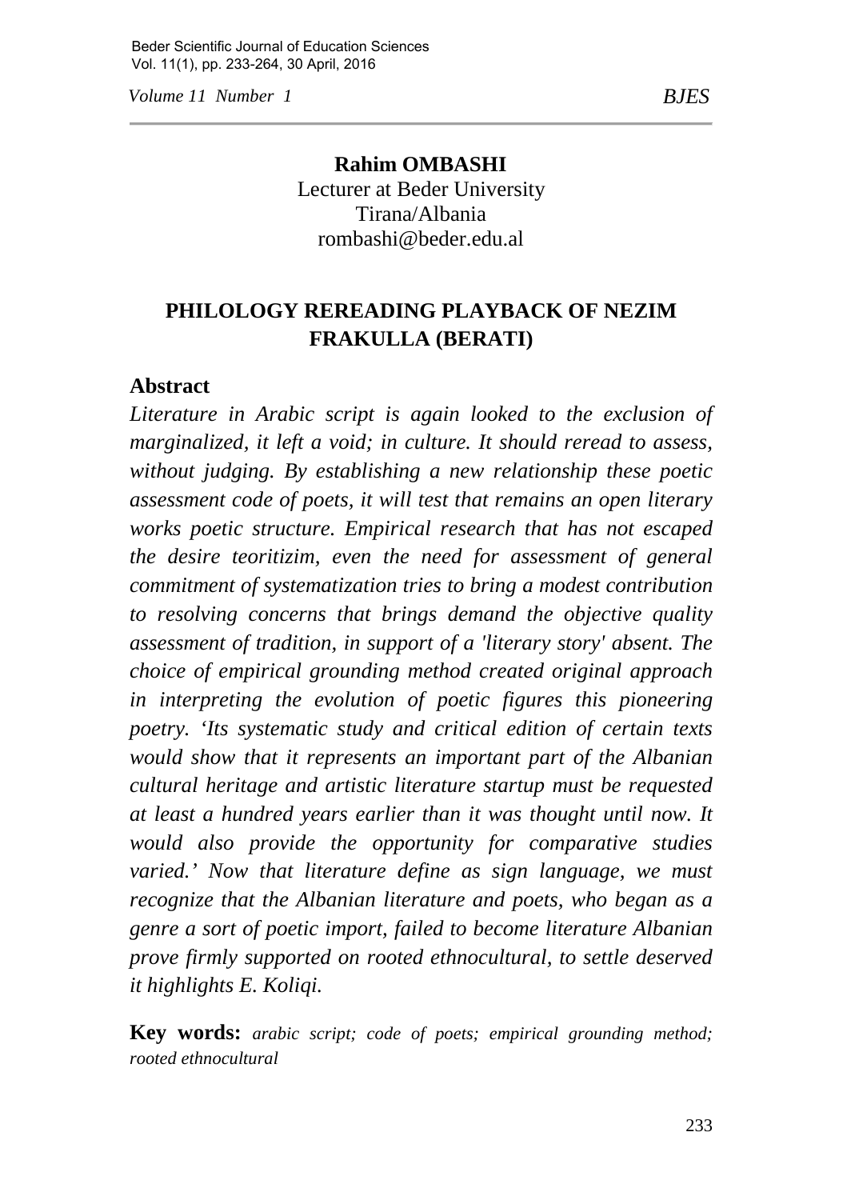**Rahim OMBASHI**
Lecturer at Beder University
Tirana/Albania
rombashi@beder.edu.al

# PHILOLOGY REREADING PLAYBACK OF NEZIM FRAKULLA (BERATI)

## Abstract

*Literature in Arabic script is again looked to the exclusion of marginalized, it left a void; in culture. It should reread to assess, without judging. By establishing a new relationship these poetic assessment code of poets, it will test that remains an open literary works poetic structure. Empirical research that has not escaped the desire teoritizim, even the need for assessment of general commitment of systematization tries to bring a modest contribution to resolving concerns that brings demand the objective quality assessment of tradition, in support of a 'literary story' absent. The choice of empirical grounding method created original approach in interpreting the evolution of poetic figures this pioneering poetry. 'Its systematic study and critical edition of certain texts would show that it represents an important part of the Albanian cultural heritage and artistic literature startup must be requested at least a hundred years earlier than it was thought until now. It would also provide the opportunity for comparative studies varied.' Now that literature define as sign language, we must recognize that the Albanian literature and poets, who began as a genre a sort of poetic import, failed to become literature Albanian prove firmly supported on rooted ethnocultural, to settle deserved it highlights E. Koliqi.*

**Key words:** *arabic script; code of poets; empirical grounding method; rooted ethnocultural*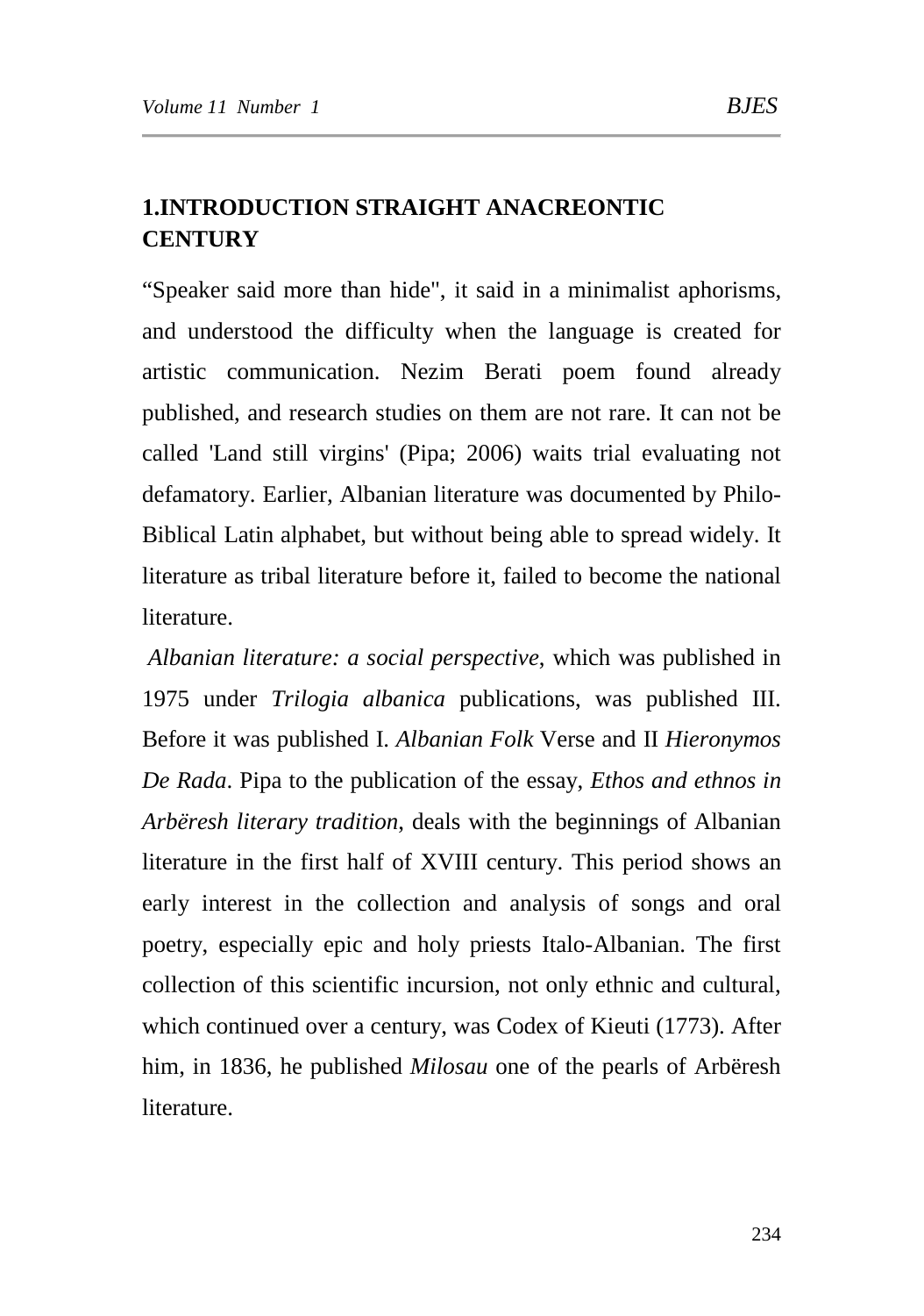## 1.INTRODUCTION STRAIGHT ANACREONTIC CENTURY

“Speaker said more than hide", it said in a minimalist aphorisms, and understood the difficulty when the language is created for artistic communication. Nezim Berati poem found already published, and research studies on them are not rare. It can not be called 'Land still virgins' (Pipa; 2006) waits trial evaluating not defamatory. Earlier, Albanian literature was documented by Philo-Biblical Latin alphabet, but without being able to spread widely. It literature as tribal literature before it, failed to become the national literature.

*Albanian literature: a social perspective*, which was published in 1975 under *Trilogia albanica* publications, was published III. Before it was published I. *Albanian Folk* Verse and II *Hieronymos De Rada*. Pipa to the publication of the essay, *Ethos and ethnos in Arbëresh literary tradition*, deals with the beginnings of Albanian literature in the first half of XVIII century. This period shows an early interest in the collection and analysis of songs and oral poetry, especially epic and holy priests Italo-Albanian. The first collection of this scientific incursion, not only ethnic and cultural, which continued over a century, was Codex of Kieuti (1773). After him, in 1836, he published *Milosau* one of the pearls of Arbëresh literature.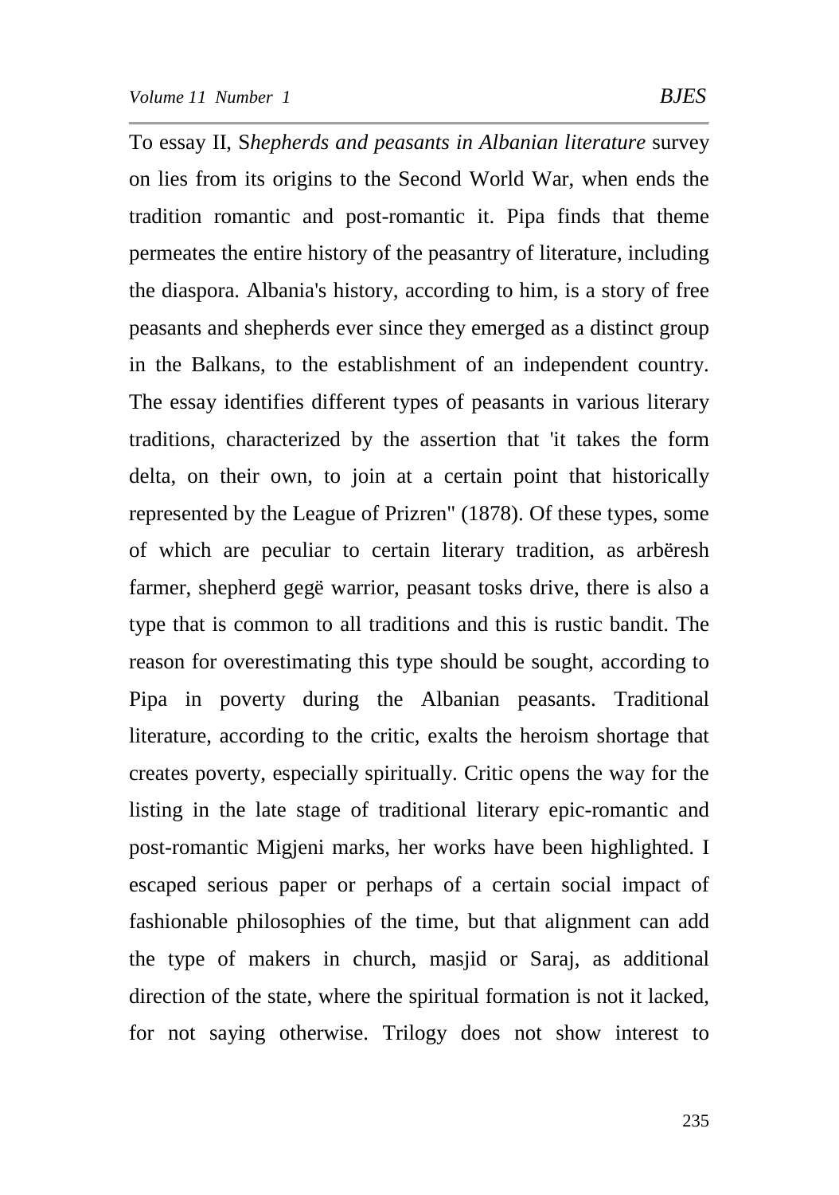To essay II, S*hepherds and peasants in Albanian literature* survey on lies from its origins to the Second World War, when ends the tradition romantic and post-romantic it. Pipa finds that theme permeates the entire history of the peasantry of literature, including the diaspora. Albania's history, according to him, is a story of free peasants and shepherds ever since they emerged as a distinct group in the Balkans, to the establishment of an independent country. The essay identifies different types of peasants in various literary traditions, characterized by the assertion that 'it takes the form delta, on their own, to join at a certain point that historically represented by the League of Prizren" (1878). Of these types, some of which are peculiar to certain literary tradition, as arbëresh farmer, shepherd gegë warrior, peasant tosks drive, there is also a type that is common to all traditions and this is rustic bandit. The reason for overestimating this type should be sought, according to Pipa in poverty during the Albanian peasants. Traditional literature, according to the critic, exalts the heroism shortage that creates poverty, especially spiritually. Critic opens the way for the listing in the late stage of traditional literary epic-romantic and post-romantic Migjeni marks, her works have been highlighted. I escaped serious paper or perhaps of a certain social impact of fashionable philosophies of the time, but that alignment can add the type of makers in church, masjid or Saraj, as additional direction of the state, where the spiritual formation is not it lacked, for not saying otherwise. Trilogy does not show interest to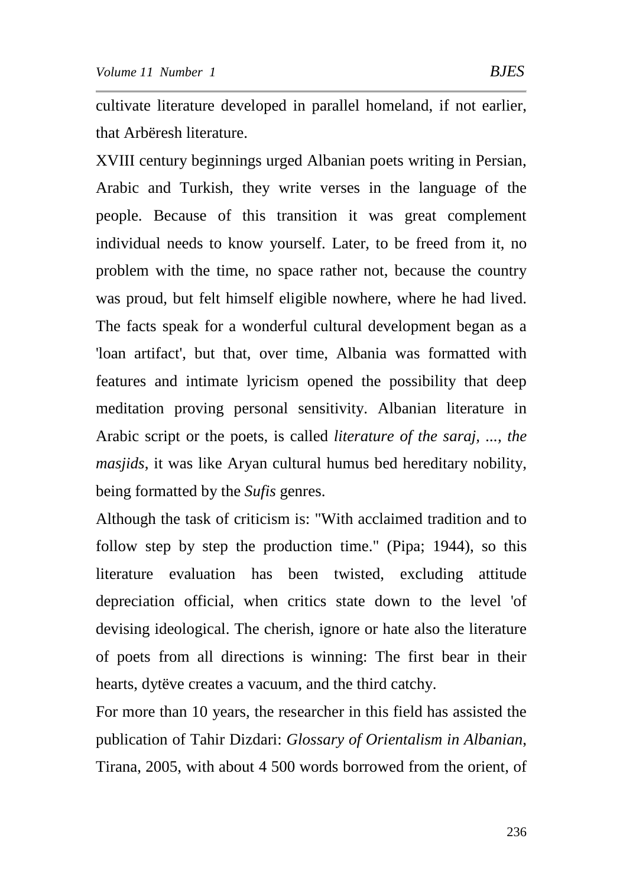cultivate literature developed in parallel homeland, if not earlier, that Arbëresh literature.

XVIII century beginnings urged Albanian poets writing in Persian, Arabic and Turkish, they write verses in the language of the people. Because of this transition it was great complement individual needs to know yourself. Later, to be freed from it, no problem with the time, no space rather not, because the country was proud, but felt himself eligible nowhere, where he had lived. The facts speak for a wonderful cultural development began as a 'loan artifact', but that, over time, Albania was formatted with features and intimate lyricism opened the possibility that deep meditation proving personal sensitivity. Albanian literature in Arabic script or the poets, is called *literature of the saraj, ..., the masjids*, it was like Aryan cultural humus bed hereditary nobility, being formatted by the *Sufis* genres.

Although the task of criticism is: "With acclaimed tradition and to follow step by step the production time." (Pipa; 1944), so this literature evaluation has been twisted, excluding attitude depreciation official, when critics state down to the level 'of devising ideological. The cherish, ignore or hate also the literature of poets from all directions is winning: The first bear in their hearts, dytëve creates a vacuum, and the third catchy.

For more than 10 years, the researcher in this field has assisted the publication of Tahir Dizdari: *Glossary of Orientalism in Albanian*, Tirana, 2005, with about 4 500 words borrowed from the orient, of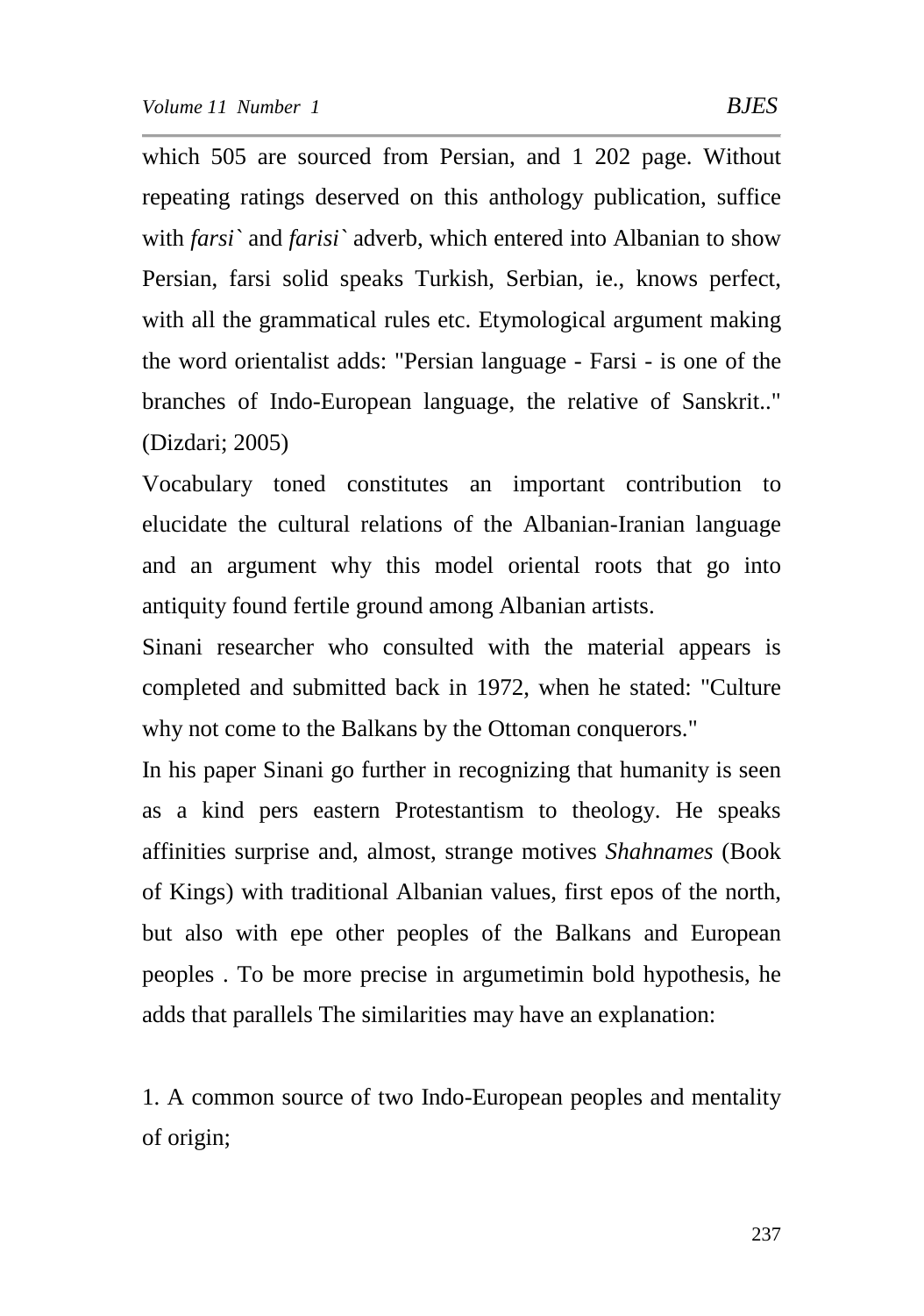which 505 are sourced from Persian, and 1 202 page. Without repeating ratings deserved on this anthology publication, suffice with *farsi`* and *farisi`* adverb, which entered into Albanian to show Persian, farsi solid speaks Turkish, Serbian, ie., knows perfect, with all the grammatical rules etc. Etymological argument making the word orientalist adds: "Persian language - Farsi - is one of the branches of Indo-European language, the relative of Sanskrit.." (Dizdari; 2005)

Vocabulary toned constitutes an important contribution to elucidate the cultural relations of the Albanian-Iranian language and an argument why this model oriental roots that go into antiquity found fertile ground among Albanian artists.

Sinani researcher who consulted with the material appears is completed and submitted back in 1972, when he stated: "Culture why not come to the Balkans by the Ottoman conquerors."

In his paper Sinani go further in recognizing that humanity is seen as a kind pers eastern Protestantism to theology. He speaks affinities surprise and, almost, strange motives *Shahnames* (Book of Kings) with traditional Albanian values, first epos of the north, but also with epe other peoples of the Balkans and European peoples . To be more precise in argumetimin bold hypothesis, he adds that parallels The similarities may have an explanation:

1. A common source of two Indo-European peoples and mentality of origin;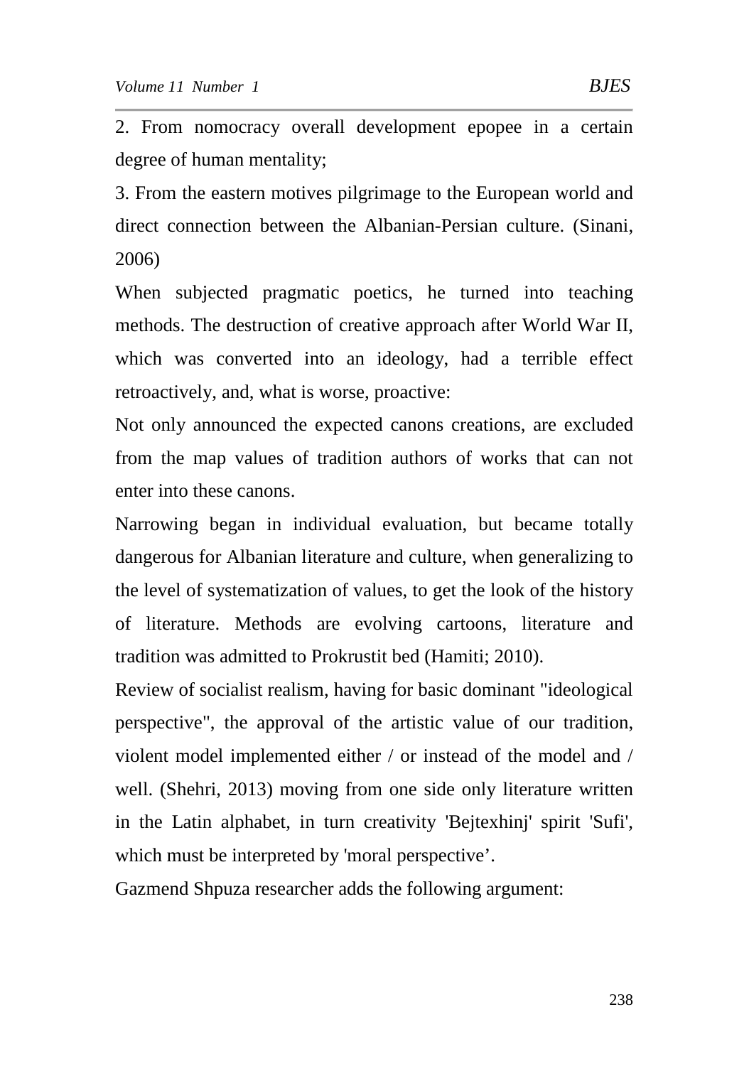2. From nomocracy overall development epopee in a certain degree of human mentality;

3. From the eastern motives pilgrimage to the European world and direct connection between the Albanian-Persian culture. (Sinani, 2006)

When subjected pragmatic poetics, he turned into teaching methods. The destruction of creative approach after World War II, which was converted into an ideology, had a terrible effect retroactively, and, what is worse, proactive:

Not only announced the expected canons creations, are excluded from the map values of tradition authors of works that can not enter into these canons.

Narrowing began in individual evaluation, but became totally dangerous for Albanian literature and culture, when generalizing to the level of systematization of values, to get the look of the history of literature. Methods are evolving cartoons, literature and tradition was admitted to Prokrustit bed (Hamiti; 2010).

Review of socialist realism, having for basic dominant "ideological perspective", the approval of the artistic value of our tradition, violent model implemented either / or instead of the model and / well. (Shehri, 2013) moving from one side only literature written in the Latin alphabet, in turn creativity 'Bejtexhinj' spirit 'Sufi', which must be interpreted by 'moral perspective'.

Gazmend Shpuza researcher adds the following argument: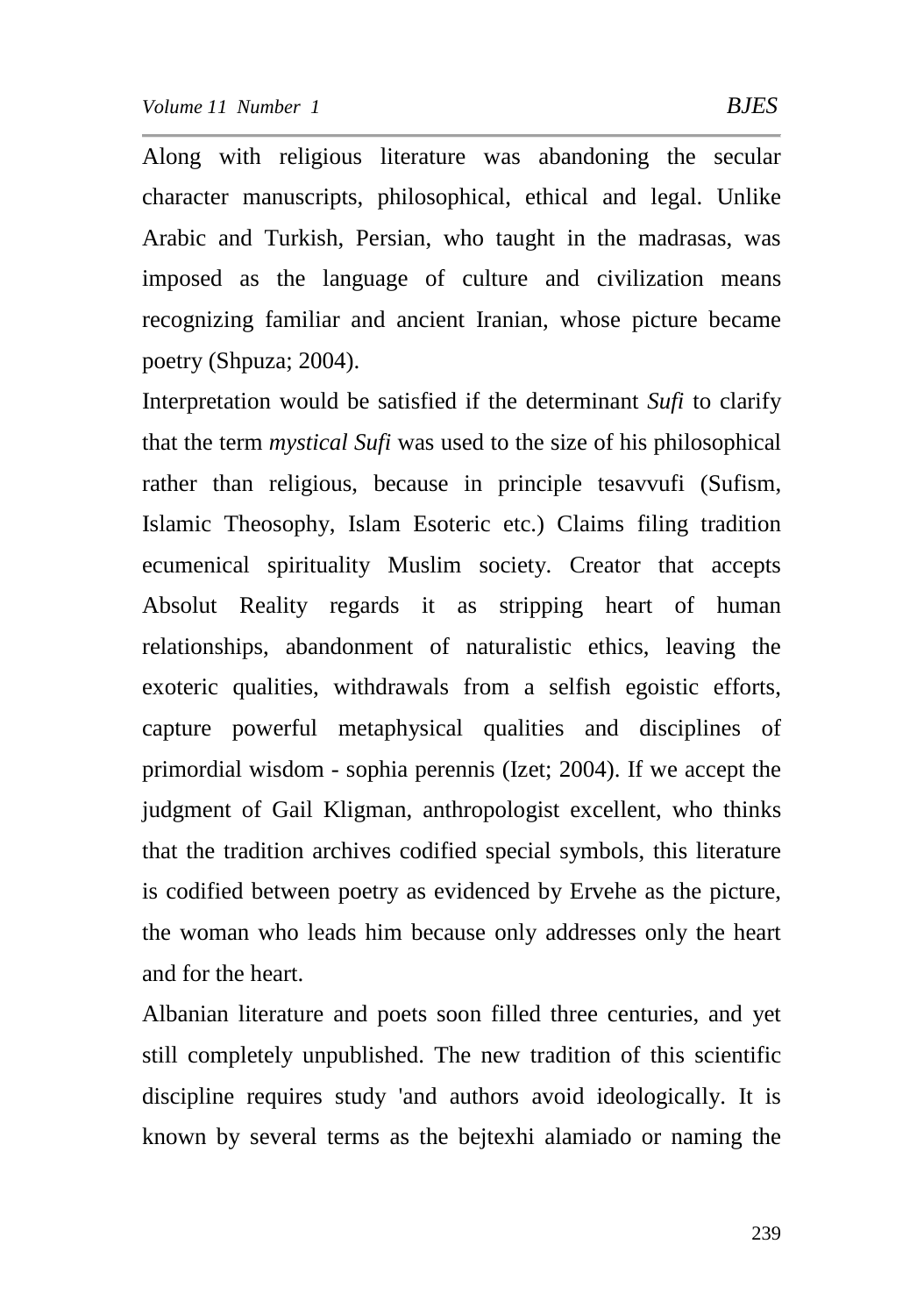Along with religious literature was abandoning the secular character manuscripts, philosophical, ethical and legal. Unlike Arabic and Turkish, Persian, who taught in the madrasas, was imposed as the language of culture and civilization means recognizing familiar and ancient Iranian, whose picture became poetry (Shpuza; 2004).

Interpretation would be satisfied if the determinant *Sufi* to clarify that the term *mystical Sufi* was used to the size of his philosophical rather than religious, because in principle tesavvufi (Sufism, Islamic Theosophy, Islam Esoteric etc.) Claims filing tradition ecumenical spirituality Muslim society. Creator that accepts Absolut Reality regards it as stripping heart of human relationships, abandonment of naturalistic ethics, leaving the exoteric qualities, withdrawals from a selfish egoistic efforts, capture powerful metaphysical qualities and disciplines of primordial wisdom - sophia perennis (Izet; 2004). If we accept the judgment of Gail Kligman, anthropologist excellent, who thinks that the tradition archives codified special symbols, this literature is codified between poetry as evidenced by Ervehe as the picture, the woman who leads him because only addresses only the heart and for the heart.

Albanian literature and poets soon filled three centuries, and yet still completely unpublished. The new tradition of this scientific discipline requires study 'and authors avoid ideologically. It is known by several terms as the bejtexhi alamiado or naming the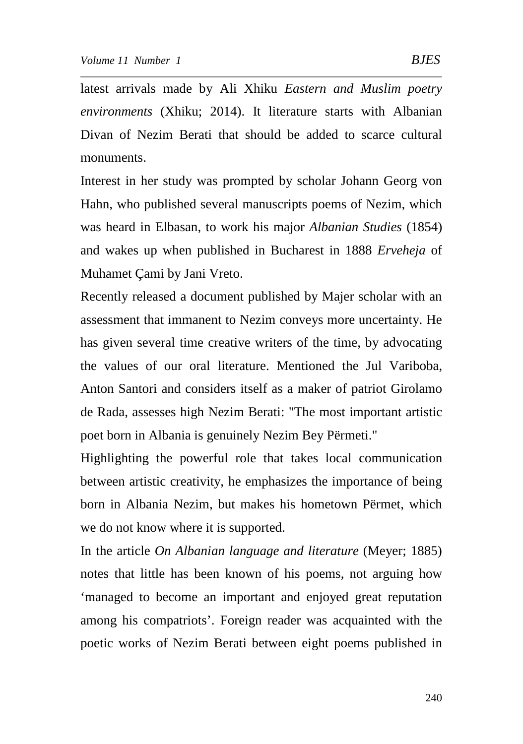latest arrivals made by Ali Xhiku *Eastern and Muslim poetry environments* (Xhiku; 2014). It literature starts with Albanian Divan of Nezim Berati that should be added to scarce cultural monuments.

Interest in her study was prompted by scholar Johann Georg von Hahn, who published several manuscripts poems of Nezim, which was heard in Elbasan, to work his major *Albanian Studies* (1854) and wakes up when published in Bucharest in 1888 *Erveheja* of Muhamet Çami by Jani Vreto.

Recently released a document published by Majer scholar with an assessment that immanent to Nezim conveys more uncertainty. He has given several time creative writers of the time, by advocating the values of our oral literature. Mentioned the Jul Variboba, Anton Santori and considers itself as a maker of patriot Girolamo de Rada, assesses high Nezim Berati: "The most important artistic poet born in Albania is genuinely Nezim Bey Përmeti."

Highlighting the powerful role that takes local communication between artistic creativity, he emphasizes the importance of being born in Albania Nezim, but makes his hometown Përmet, which we do not know where it is supported.

In the article *On Albanian language and literature* (Meyer; 1885) notes that little has been known of his poems, not arguing how 'managed to become an important and enjoyed great reputation among his compatriots'. Foreign reader was acquainted with the poetic works of Nezim Berati between eight poems published in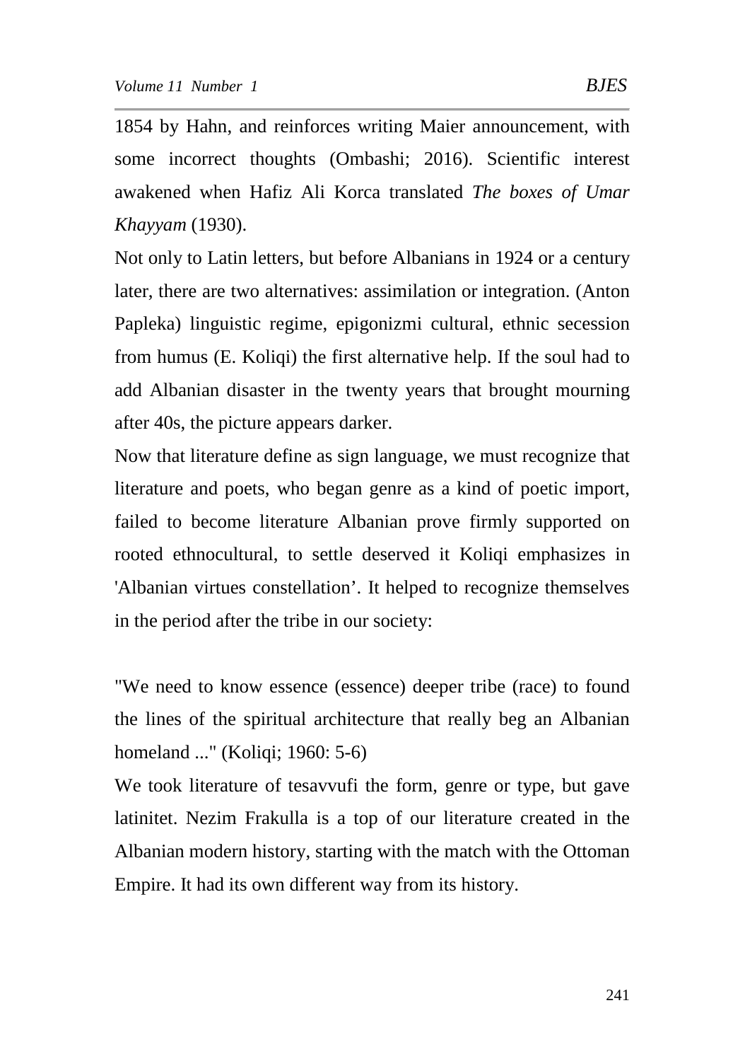1854 by Hahn, and reinforces writing Maier announcement, with some incorrect thoughts (Ombashi; 2016). Scientific interest awakened when Hafiz Ali Korca translated *The boxes of Umar Khayyam* (1930).

Not only to Latin letters, but before Albanians in 1924 or a century later, there are two alternatives: assimilation or integration. (Anton Papleka) linguistic regime, epigonizmi cultural, ethnic secession from humus (E. Koliqi) the first alternative help. If the soul had to add Albanian disaster in the twenty years that brought mourning after 40s, the picture appears darker.

Now that literature define as sign language, we must recognize that literature and poets, who began genre as a kind of poetic import, failed to become literature Albanian prove firmly supported on rooted ethnocultural, to settle deserved it Koliqi emphasizes in 'Albanian virtues constellation'. It helped to recognize themselves in the period after the tribe in our society:

"We need to know essence (essence) deeper tribe (race) to found the lines of the spiritual architecture that really beg an Albanian homeland ..." (Koliqi; 1960: 5-6)

We took literature of tesavvufi the form, genre or type, but gave latinitet. Nezim Frakulla is a top of our literature created in the Albanian modern history, starting with the match with the Ottoman Empire. It had its own different way from its history.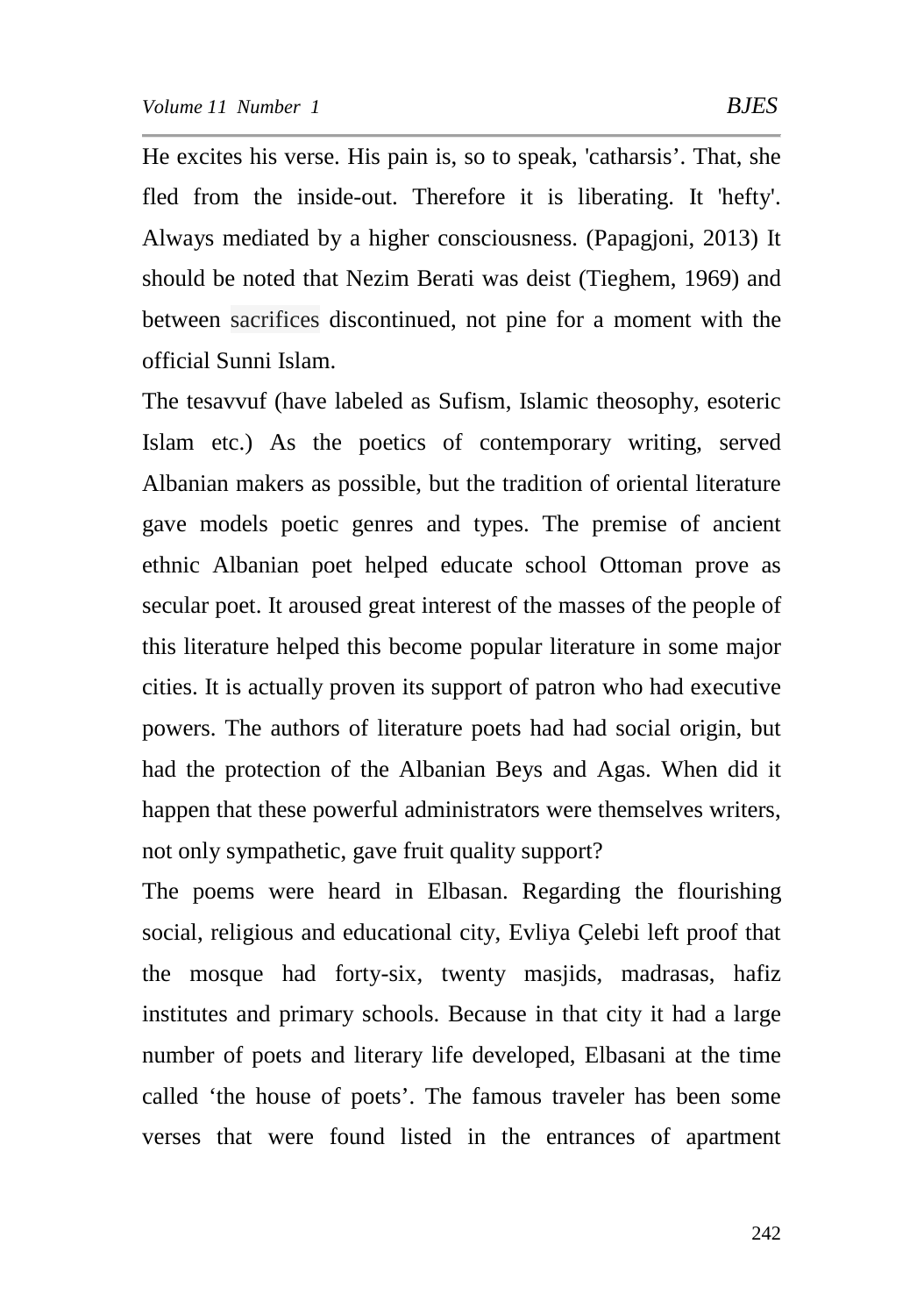He excites his verse. His pain is, so to speak, 'catharsis’. That, she fled from the inside-out. Therefore it is liberating. It 'hefty'. Always mediated by a higher consciousness. (Papagjoni, 2013) It should be noted that Nezim Berati was deist (Tieghem, 1969) and between sacrifices discontinued, not pine for a moment with the official Sunni Islam.

The tesavvuf (have labeled as Sufism, Islamic theosophy, esoteric Islam etc.) As the poetics of contemporary writing, served Albanian makers as possible, but the tradition of oriental literature gave models poetic genres and types. The premise of ancient ethnic Albanian poet helped educate school Ottoman prove as secular poet. It aroused great interest of the masses of the people of this literature helped this become popular literature in some major cities. It is actually proven its support of patron who had executive powers. The authors of literature poets had had social origin, but had the protection of the Albanian Beys and Agas. When did it happen that these powerful administrators were themselves writers, not only sympathetic, gave fruit quality support?

The poems were heard in Elbasan. Regarding the flourishing social, religious and educational city, Evliya Çelebi left proof that the mosque had forty-six, twenty masjids, madrasas, hafiz institutes and primary schools. Because in that city it had a large number of poets and literary life developed, Elbasani at the time called ‘the house of poets’. The famous traveler has been some verses that were found listed in the entrances of apartment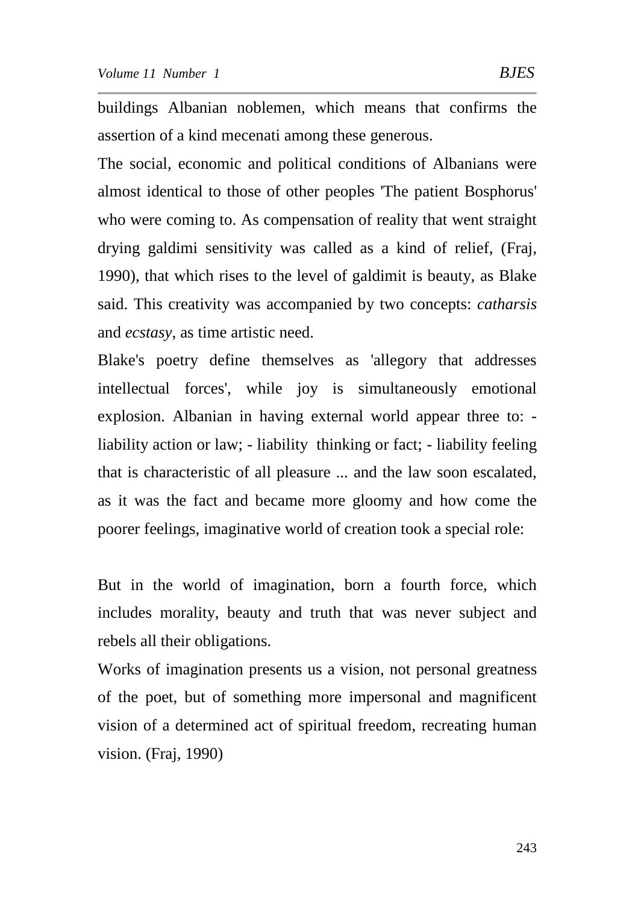buildings Albanian noblemen, which means that confirms the assertion of a kind mecenati among these generous.

The social, economic and political conditions of Albanians were almost identical to those of other peoples 'The patient Bosphorus' who were coming to. As compensation of reality that went straight drying galdimi sensitivity was called as a kind of relief, (Fraj, 1990), that which rises to the level of galdimit is beauty, as Blake said. This creativity was accompanied by two concepts: *catharsis* and *ecstasy*, as time artistic need.

Blake's poetry define themselves as 'allegory that addresses intellectual forces', while joy is simultaneously emotional explosion. Albanian in having external world appear three to: - liability action or law; - liability thinking or fact; - liability feeling that is characteristic of all pleasure ... and the law soon escalated, as it was the fact and became more gloomy and how come the poorer feelings, imaginative world of creation took a special role:

But in the world of imagination, born a fourth force, which includes morality, beauty and truth that was never subject and rebels all their obligations.

Works of imagination presents us a vision, not personal greatness of the poet, but of something more impersonal and magnificent vision of a determined act of spiritual freedom, recreating human vision. (Fraj, 1990)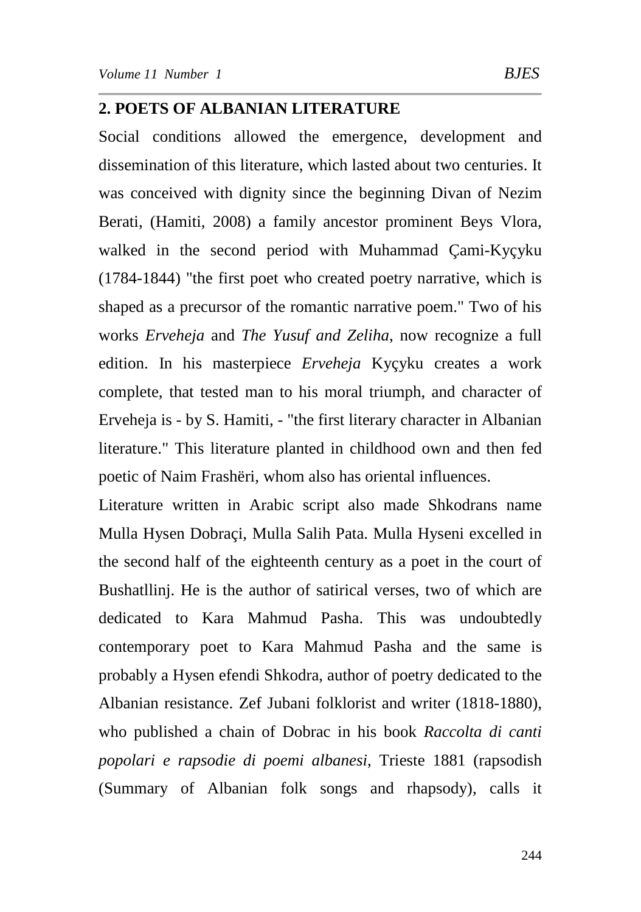## 2. POETS OF ALBANIAN LITERATURE

Social conditions allowed the emergence, development and dissemination of this literature, which lasted about two centuries. It was conceived with dignity since the beginning Divan of Nezim Berati, (Hamiti, 2008) a family ancestor prominent Beys Vlora, walked in the second period with Muhammad Çami-Kyçyku (1784-1844) "the first poet who created poetry narrative, which is shaped as a precursor of the romantic narrative poem." Two of his works *Erveheja* and *The Yusuf and Zeliha*, now recognize a full edition. In his masterpiece *Erveheja* Kyçyku creates a work complete, that tested man to his moral triumph, and character of Erveheja is - by S. Hamiti, - "the first literary character in Albanian literature." This literature planted in childhood own and then fed poetic of Naim Frashëri, whom also has oriental influences.

Literature written in Arabic script also made Shkodrans name Mulla Hysen Dobraçi, Mulla Salih Pata. Mulla Hyseni excelled in the second half of the eighteenth century as a poet in the court of Bushatllinj. He is the author of satirical verses, two of which are dedicated to Kara Mahmud Pasha. This was undoubtedly contemporary poet to Kara Mahmud Pasha and the same is probably a Hysen efendi Shkodra, author of poetry dedicated to the Albanian resistance. Zef Jubani folklorist and writer (1818-1880), who published a chain of Dobrac in his book *Raccolta di canti popolari e rapsodie di poemi albanesi*, Trieste 1881 (rapsodish (Summary of Albanian folk songs and rhapsody), calls it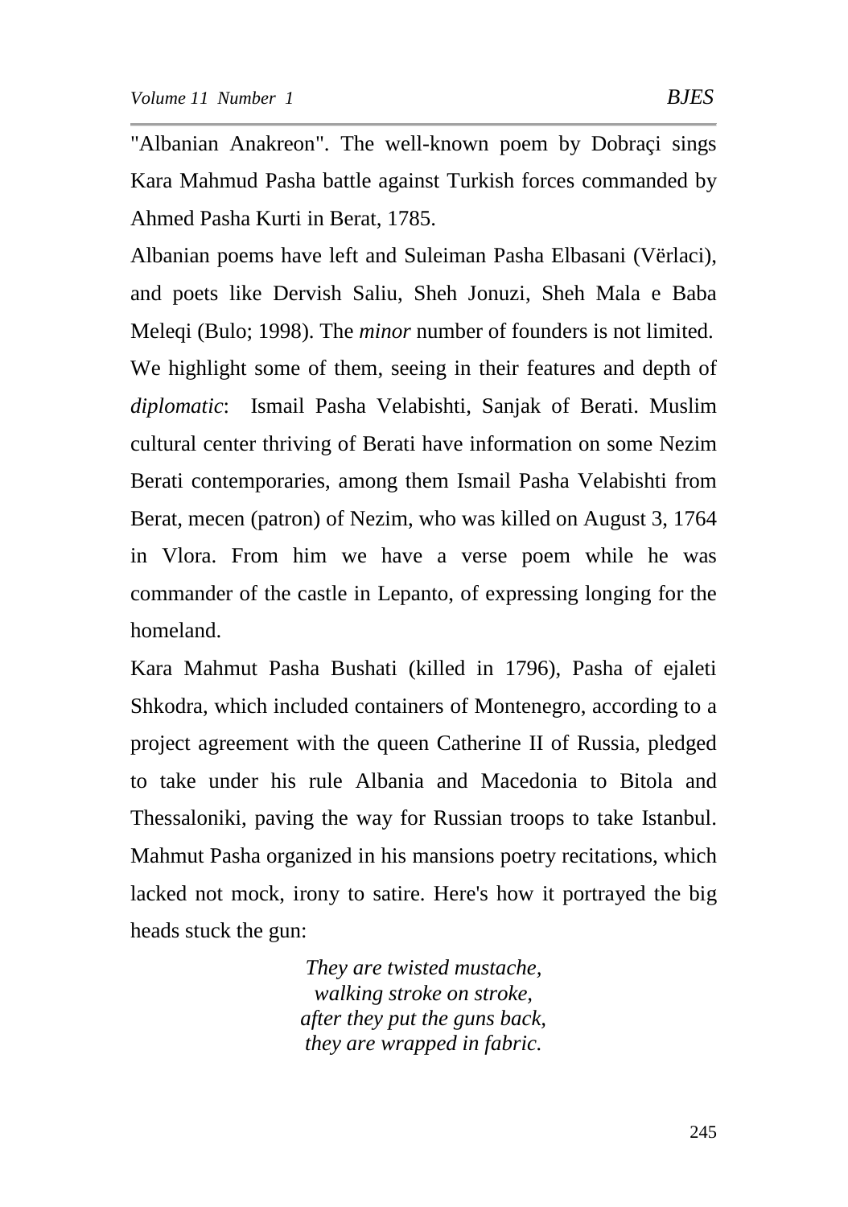"Albanian Anakreon". The well-known poem by Dobraçi sings Kara Mahmud Pasha battle against Turkish forces commanded by Ahmed Pasha Kurti in Berat, 1785.

Albanian poems have left and Suleiman Pasha Elbasani (Vërlaci), and poets like Dervish Saliu, Sheh Jonuzi, Sheh Mala e Baba Meleqi (Bulo; 1998). The *minor* number of founders is not limited. We highlight some of them, seeing in their features and depth of *diplomatic*: Ismail Pasha Velabishti, Sanjak of Berati. Muslim cultural center thriving of Berati have information on some Nezim Berati contemporaries, among them Ismail Pasha Velabishti from Berat, mecen (patron) of Nezim, who was killed on August 3, 1764 in Vlora. From him we have a verse poem while he was commander of the castle in Lepanto, of expressing longing for the homeland.

Kara Mahmut Pasha Bushati (killed in 1796), Pasha of ejaleti Shkodra, which included containers of Montenegro, according to a project agreement with the queen Catherine II of Russia, pledged to take under his rule Albania and Macedonia to Bitola and Thessaloniki, paving the way for Russian troops to take Istanbul. Mahmut Pasha organized in his mansions poetry recitations, which lacked not mock, irony to satire. Here's how it portrayed the big heads stuck the gun:

*They are twisted mustache,*
*walking stroke on stroke,*
*after they put the guns back,*
*they are wrapped in fabric.*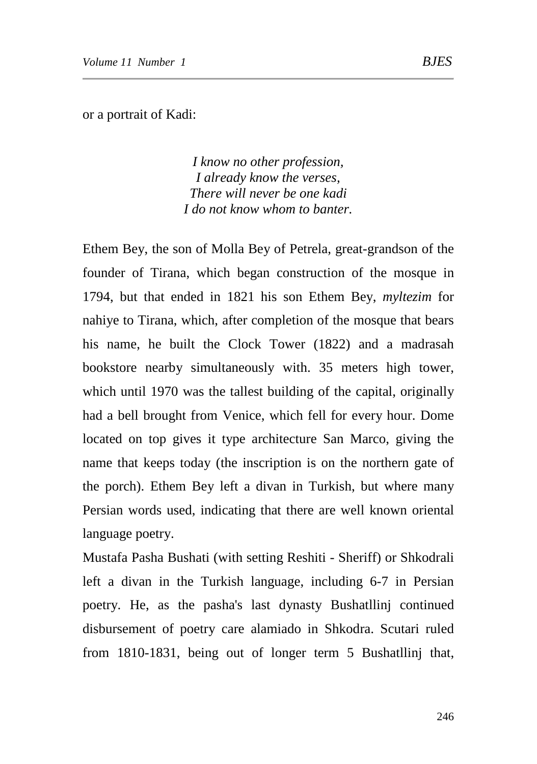or a portrait of Kadi:

*I know no other profession,*
*I already know the verses,*
*There will never be one kadi*
*I do not know whom to banter.*

Ethem Bey, the son of Molla Bey of Petrela, great-grandson of the founder of Tirana, which began construction of the mosque in 1794, but that ended in 1821 his son Ethem Bey, *myltezim* for nahiye to Tirana, which, after completion of the mosque that bears his name, he built the Clock Tower (1822) and a madrasah bookstore nearby simultaneously with. 35 meters high tower, which until 1970 was the tallest building of the capital, originally had a bell brought from Venice, which fell for every hour. Dome located on top gives it type architecture San Marco, giving the name that keeps today (the inscription is on the northern gate of the porch). Ethem Bey left a divan in Turkish, but where many Persian words used, indicating that there are well known oriental language poetry.

Mustafa Pasha Bushati (with setting Reshiti - Sheriff) or Shkodrali left a divan in the Turkish language, including 6-7 in Persian poetry. He, as the pasha's last dynasty Bushatllinj continued disbursement of poetry care alamiado in Shkodra. Scutari ruled from 1810-1831, being out of longer term 5 Bushatllinj that,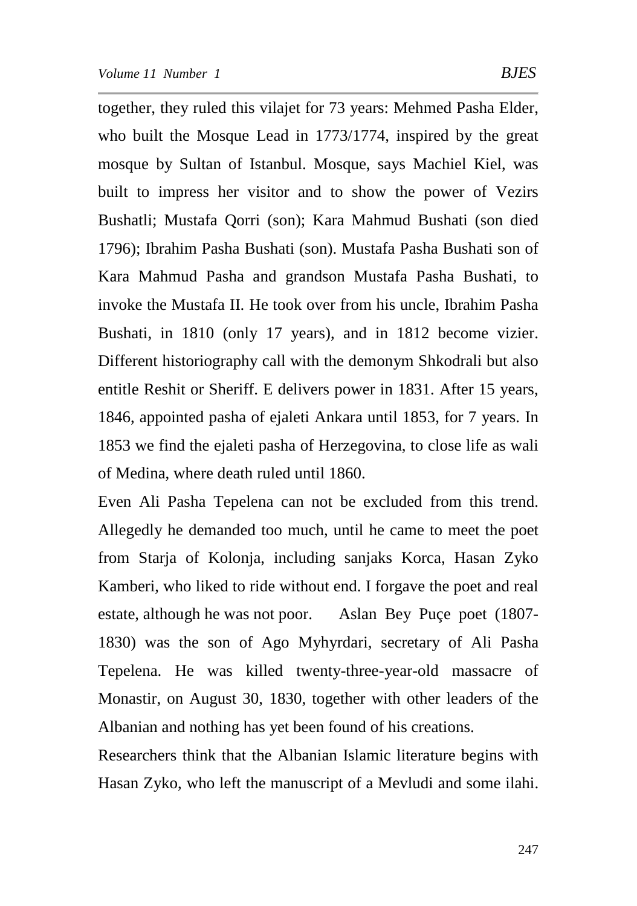together, they ruled this vilajet for 73 years: Mehmed Pasha Elder, who built the Mosque Lead in 1773/1774, inspired by the great mosque by Sultan of Istanbul. Mosque, says Machiel Kiel, was built to impress her visitor and to show the power of Vezirs Bushatli; Mustafa Qorri (son); Kara Mahmud Bushati (son died 1796); Ibrahim Pasha Bushati (son). Mustafa Pasha Bushati son of Kara Mahmud Pasha and grandson Mustafa Pasha Bushati, to invoke the Mustafa II. He took over from his uncle, Ibrahim Pasha Bushati, in 1810 (only 17 years), and in 1812 become vizier. Different historiography call with the demonym Shkodrali but also entitle Reshit or Sheriff. E delivers power in 1831. After 15 years, 1846, appointed pasha of ejaleti Ankara until 1853, for 7 years. In 1853 we find the ejaleti pasha of Herzegovina, to close life as wali of Medina, where death ruled until 1860.

Even Ali Pasha Tepelena can not be excluded from this trend. Allegedly he demanded too much, until he came to meet the poet from Starja of Kolonja, including sanjaks Korca, Hasan Zyko Kamberi, who liked to ride without end. I forgave the poet and real estate, although he was not poor. Aslan Bey Puçe poet (1807-1830) was the son of Ago Myhyrdari, secretary of Ali Pasha Tepelena. He was killed twenty-three-year-old massacre of Monastir, on August 30, 1830, together with other leaders of the Albanian and nothing has yet been found of his creations.

Researchers think that the Albanian Islamic literature begins with Hasan Zyko, who left the manuscript of a Mevludi and some ilahi.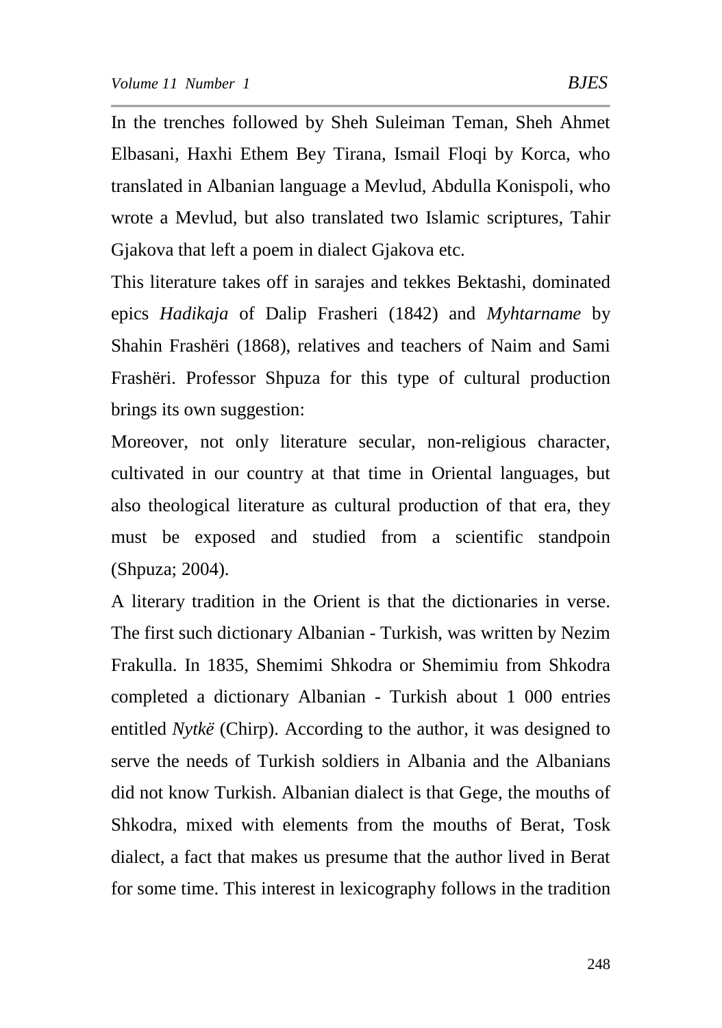In the trenches followed by Sheh Suleiman Teman, Sheh Ahmet Elbasani, Haxhi Ethem Bey Tirana, Ismail Floqi by Korca, who translated in Albanian language a Mevlud, Abdulla Konispoli, who wrote a Mevlud, but also translated two Islamic scriptures, Tahir Gjakova that left a poem in dialect Gjakova etc.

This literature takes off in sarajes and tekkes Bektashi, dominated epics *Hadikaja* of Dalip Frasheri (1842) and *Myhtarname* by Shahin Frashëri (1868), relatives and teachers of Naim and Sami Frashëri. Professor Shpuza for this type of cultural production brings its own suggestion:

Moreover, not only literature secular, non-religious character, cultivated in our country at that time in Oriental languages, but also theological literature as cultural production of that era, they must be exposed and studied from a scientific standpoin (Shpuza; 2004).

A literary tradition in the Orient is that the dictionaries in verse. The first such dictionary Albanian - Turkish, was written by Nezim Frakulla. In 1835, Shemimi Shkodra or Shemimiu from Shkodra completed a dictionary Albanian - Turkish about 1 000 entries entitled *Nytkë* (Chirp). According to the author, it was designed to serve the needs of Turkish soldiers in Albania and the Albanians did not know Turkish. Albanian dialect is that Gege, the mouths of Shkodra, mixed with elements from the mouths of Berat, Tosk dialect, a fact that makes us presume that the author lived in Berat for some time. This interest in lexicography follows in the tradition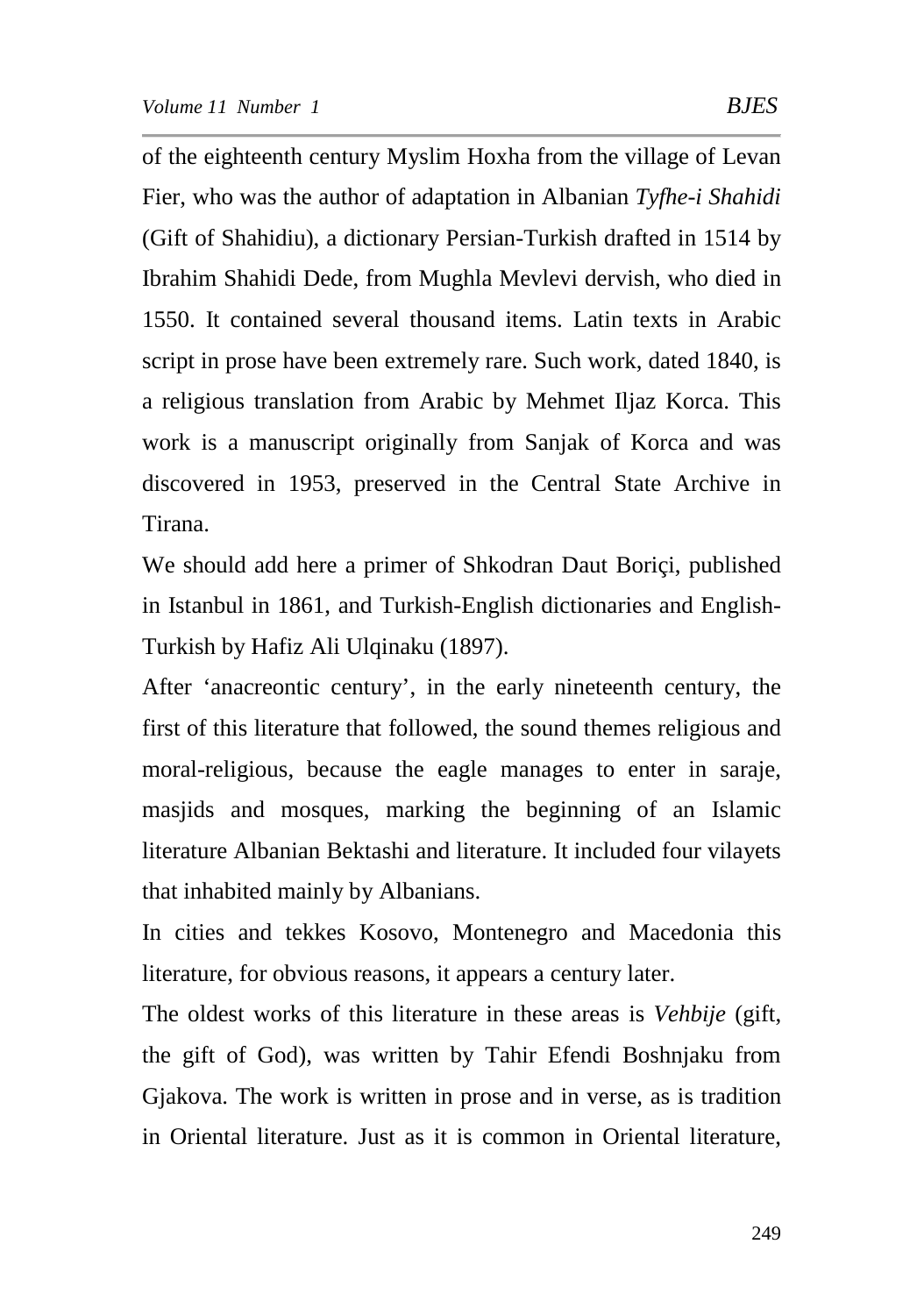of the eighteenth century Myslim Hoxha from the village of Levan Fier, who was the author of adaptation in Albanian *Tyfhe-i Shahidi* (Gift of Shahidiu), a dictionary Persian-Turkish drafted in 1514 by Ibrahim Shahidi Dede, from Mughla Mevlevi dervish, who died in 1550. It contained several thousand items. Latin texts in Arabic script in prose have been extremely rare. Such work, dated 1840, is a religious translation from Arabic by Mehmet Iljaz Korca. This work is a manuscript originally from Sanjak of Korca and was discovered in 1953, preserved in the Central State Archive in Tirana.

We should add here a primer of Shkodran Daut Boriçi, published in Istanbul in 1861, and Turkish-English dictionaries and English-Turkish by Hafiz Ali Ulqinaku (1897).

After 'anacreontic century', in the early nineteenth century, the first of this literature that followed, the sound themes religious and moral-religious, because the eagle manages to enter in saraje, masjids and mosques, marking the beginning of an Islamic literature Albanian Bektashi and literature. It included four vilayets that inhabited mainly by Albanians.

In cities and tekkes Kosovo, Montenegro and Macedonia this literature, for obvious reasons, it appears a century later.

The oldest works of this literature in these areas is *Vehbije* (gift, the gift of God), was written by Tahir Efendi Boshnjaku from Gjakova. The work is written in prose and in verse, as is tradition in Oriental literature. Just as it is common in Oriental literature,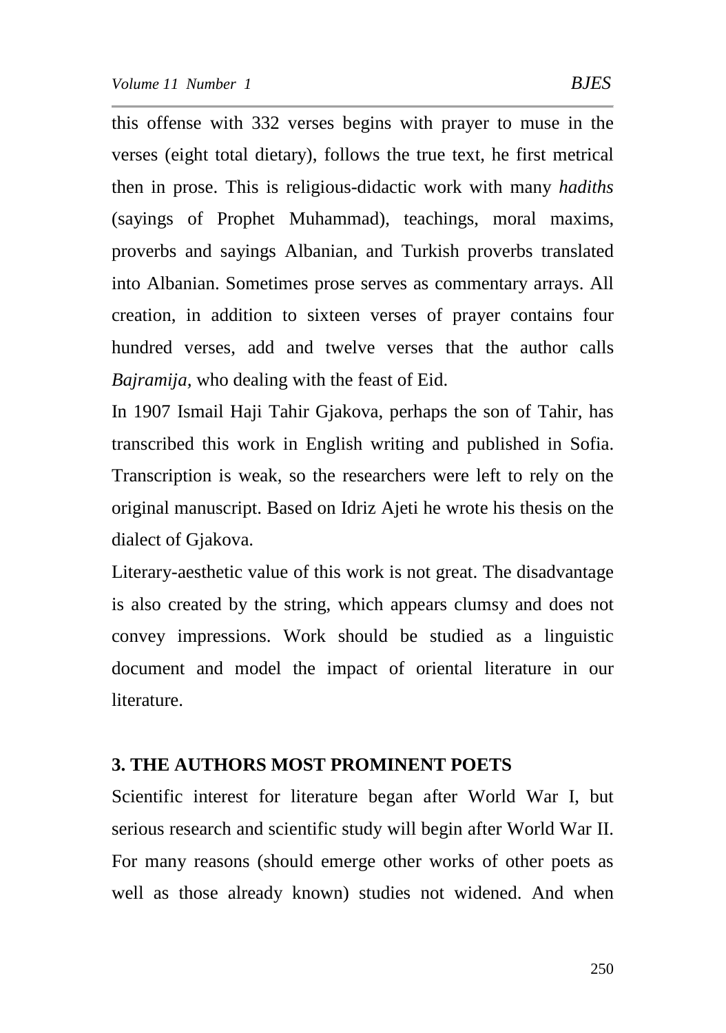this offense with 332 verses begins with prayer to muse in the verses (eight total dietary), follows the true text, he first metrical then in prose. This is religious-didactic work with many *hadiths* (sayings of Prophet Muhammad), teachings, moral maxims, proverbs and sayings Albanian, and Turkish proverbs translated into Albanian. Sometimes prose serves as commentary arrays. All creation, in addition to sixteen verses of prayer contains four hundred verses, add and twelve verses that the author calls *Bajramija,* who dealing with the feast of Eid.

In 1907 Ismail Haji Tahir Gjakova, perhaps the son of Tahir, has transcribed this work in English writing and published in Sofia. Transcription is weak, so the researchers were left to rely on the original manuscript. Based on Idriz Ajeti he wrote his thesis on the dialect of Gjakova.

Literary-aesthetic value of this work is not great. The disadvantage is also created by the string, which appears clumsy and does not convey impressions. Work should be studied as a linguistic document and model the impact of oriental literature in our literature.

## 3. THE AUTHORS MOST PROMINENT POETS

Scientific interest for literature began after World War I, but serious research and scientific study will begin after World War II. For many reasons (should emerge other works of other poets as well as those already known) studies not widened. And when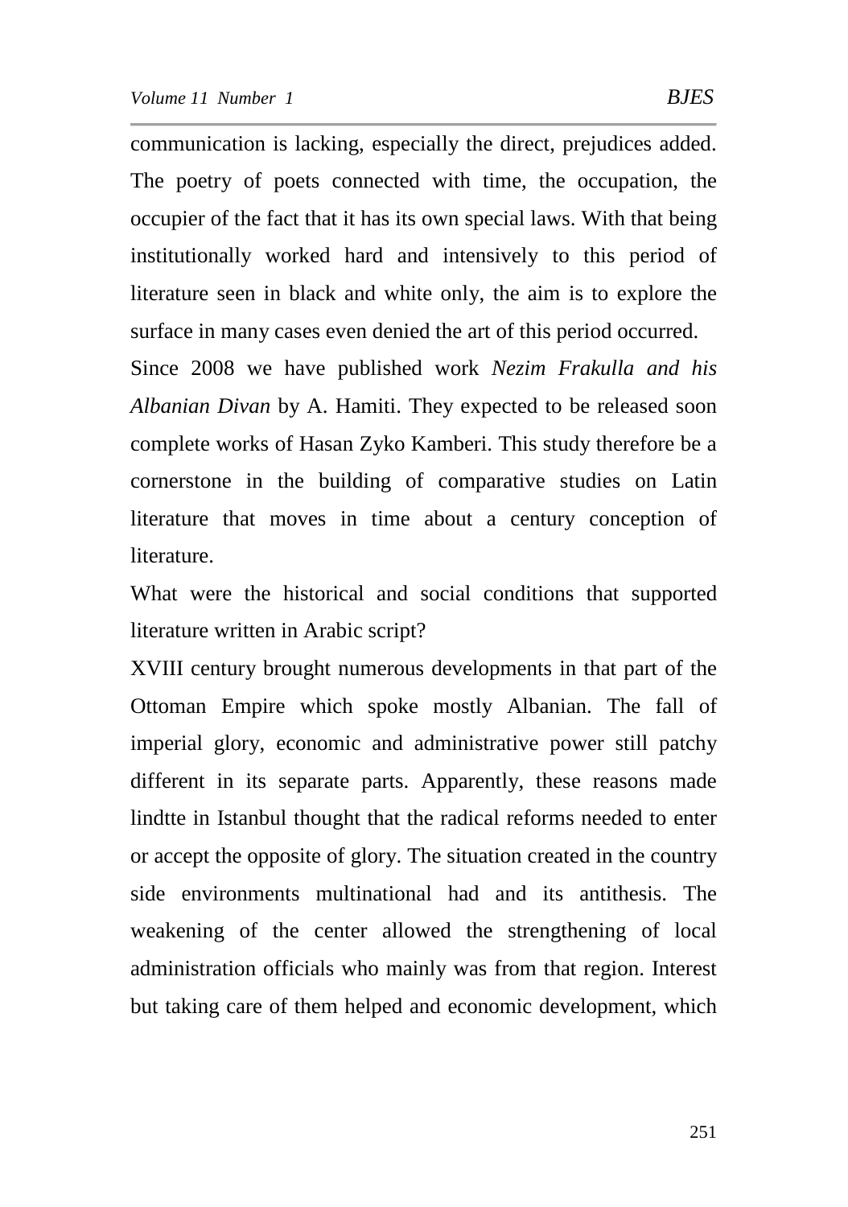communication is lacking, especially the direct, prejudices added. The poetry of poets connected with time, the occupation, the occupier of the fact that it has its own special laws. With that being institutionally worked hard and intensively to this period of literature seen in black and white only, the aim is to explore the surface in many cases even denied the art of this period occurred.

Since 2008 we have published work *Nezim Frakulla and his Albanian Divan* by A. Hamiti. They expected to be released soon complete works of Hasan Zyko Kamberi. This study therefore be a cornerstone in the building of comparative studies on Latin literature that moves in time about a century conception of literature.

What were the historical and social conditions that supported literature written in Arabic script?

XVIII century brought numerous developments in that part of the Ottoman Empire which spoke mostly Albanian. The fall of imperial glory, economic and administrative power still patchy different in its separate parts. Apparently, these reasons made lindtte in Istanbul thought that the radical reforms needed to enter or accept the opposite of glory. The situation created in the country side environments multinational had and its antithesis. The weakening of the center allowed the strengthening of local administration officials who mainly was from that region. Interest but taking care of them helped and economic development, which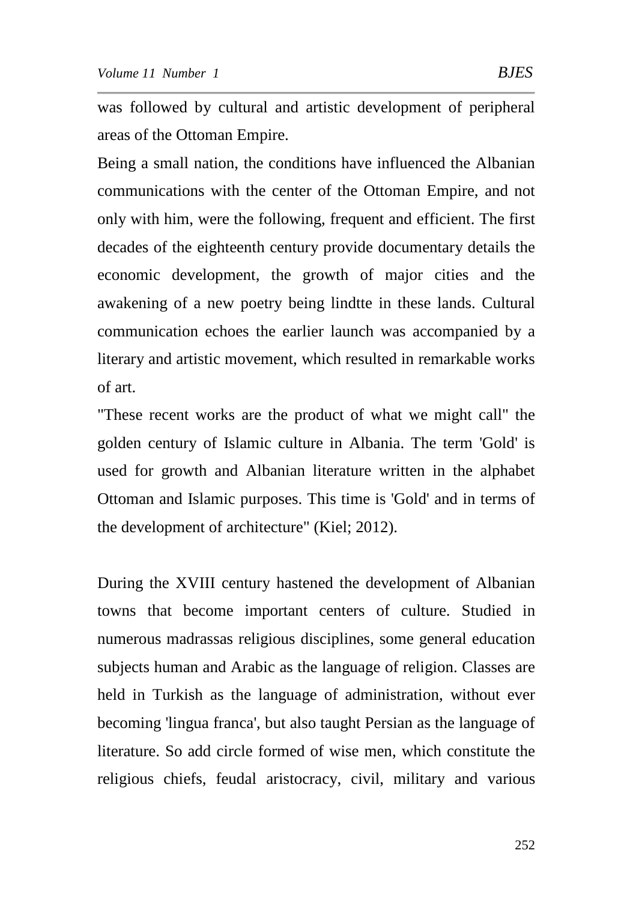was followed by cultural and artistic development of peripheral areas of the Ottoman Empire.

Being a small nation, the conditions have influenced the Albanian communications with the center of the Ottoman Empire, and not only with him, were the following, frequent and efficient. The first decades of the eighteenth century provide documentary details the economic development, the growth of major cities and the awakening of a new poetry being lindtte in these lands. Cultural communication echoes the earlier launch was accompanied by a literary and artistic movement, which resulted in remarkable works of art.

"These recent works are the product of what we might call" the golden century of Islamic culture in Albania. The term 'Gold' is used for growth and Albanian literature written in the alphabet Ottoman and Islamic purposes. This time is 'Gold' and in terms of the development of architecture" (Kiel; 2012).

During the XVIII century hastened the development of Albanian towns that become important centers of culture. Studied in numerous madrassas religious disciplines, some general education subjects human and Arabic as the language of religion. Classes are held in Turkish as the language of administration, without ever becoming 'lingua franca', but also taught Persian as the language of literature. So add circle formed of wise men, which constitute the religious chiefs, feudal aristocracy, civil, military and various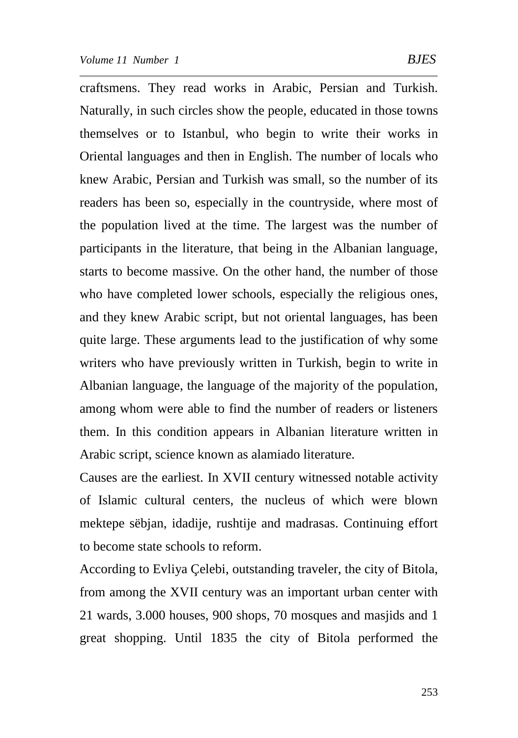craftsmens. They read works in Arabic, Persian and Turkish. Naturally, in such circles show the people, educated in those towns themselves or to Istanbul, who begin to write their works in Oriental languages and then in English. The number of locals who knew Arabic, Persian and Turkish was small, so the number of its readers has been so, especially in the countryside, where most of the population lived at the time. The largest was the number of participants in the literature, that being in the Albanian language, starts to become massive. On the other hand, the number of those who have completed lower schools, especially the religious ones, and they knew Arabic script, but not oriental languages, has been quite large. These arguments lead to the justification of why some writers who have previously written in Turkish, begin to write in Albanian language, the language of the majority of the population, among whom were able to find the number of readers or listeners them. In this condition appears in Albanian literature written in Arabic script, science known as alamiado literature.

Causes are the earliest. In XVII century witnessed notable activity of Islamic cultural centers, the nucleus of which were blown mektepe sëbjan, idadije, rushtije and madrasas. Continuing effort to become state schools to reform.

According to Evliya Çelebi, outstanding traveler, the city of Bitola, from among the XVII century was an important urban center with 21 wards, 3.000 houses, 900 shops, 70 mosques and masjids and 1 great shopping. Until 1835 the city of Bitola performed the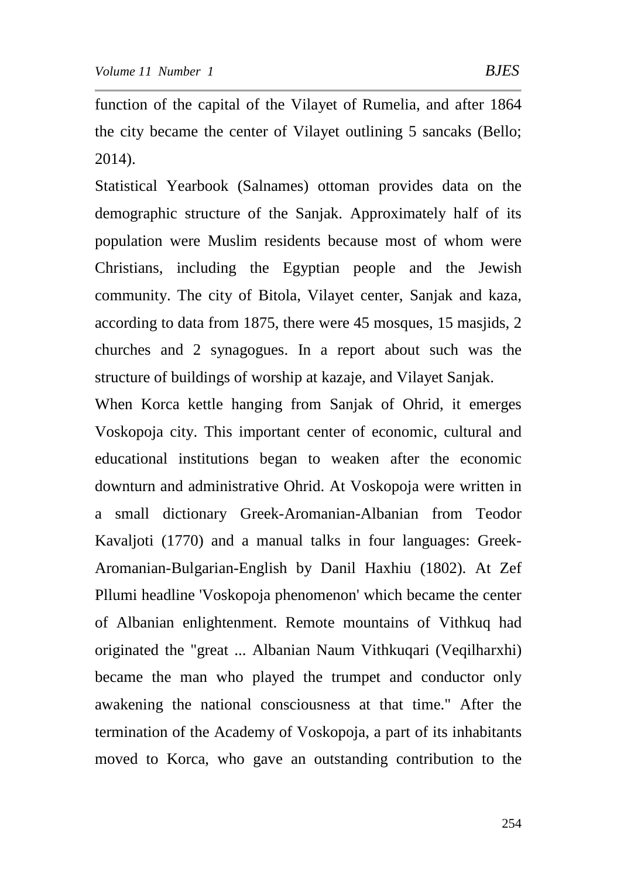function of the capital of the Vilayet of Rumelia, and after 1864 the city became the center of Vilayet outlining 5 sancaks (Bello; 2014).

Statistical Yearbook (Salnames) ottoman provides data on the demographic structure of the Sanjak. Approximately half of its population were Muslim residents because most of whom were Christians, including the Egyptian people and the Jewish community. The city of Bitola, Vilayet center, Sanjak and kaza, according to data from 1875, there were 45 mosques, 15 masjids, 2 churches and 2 synagogues. In a report about such was the structure of buildings of worship at kazaje, and Vilayet Sanjak.

When Korca kettle hanging from Sanjak of Ohrid, it emerges Voskopoja city. This important center of economic, cultural and educational institutions began to weaken after the economic downturn and administrative Ohrid. At Voskopoja were written in a small dictionary Greek-Aromanian-Albanian from Teodor Kavaljoti (1770) and a manual talks in four languages: Greek-Aromanian-Bulgarian-English by Danil Haxhiu (1802). At Zef Pllumi headline 'Voskopoja phenomenon' which became the center of Albanian enlightenment. Remote mountains of Vithkuq had originated the "great ... Albanian Naum Vithkuqari (Veqilharxhi) became the man who played the trumpet and conductor only awakening the national consciousness at that time." After the termination of the Academy of Voskopoja, a part of its inhabitants moved to Korca, who gave an outstanding contribution to the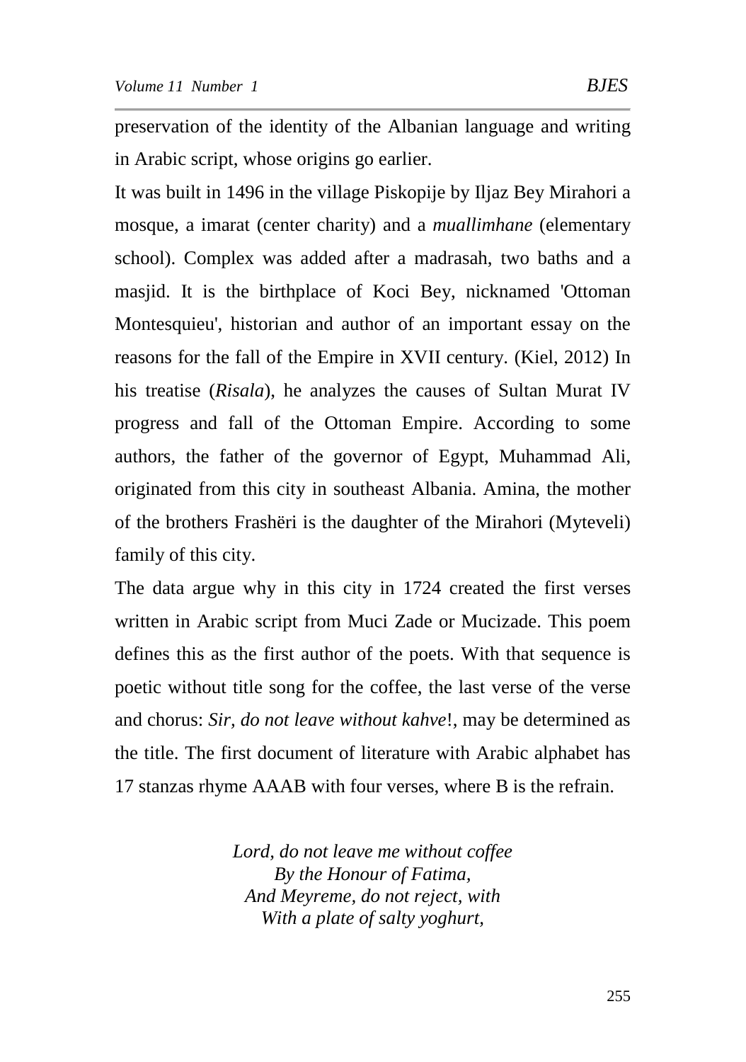preservation of the identity of the Albanian language and writing in Arabic script, whose origins go earlier.

It was built in 1496 in the village Piskopije by Iljaz Bey Mirahori a mosque, a imarat (center charity) and a *muallimhane* (elementary school). Complex was added after a madrasah, two baths and a masjid. It is the birthplace of Koci Bey, nicknamed 'Ottoman Montesquieu', historian and author of an important essay on the reasons for the fall of the Empire in XVII century. (Kiel, 2012) In his treatise (*Risala*), he analyzes the causes of Sultan Murat IV progress and fall of the Ottoman Empire. According to some authors, the father of the governor of Egypt, Muhammad Ali, originated from this city in southeast Albania. Amina, the mother of the brothers Frashëri is the daughter of the Mirahori (Myteveli) family of this city.

The data argue why in this city in 1724 created the first verses written in Arabic script from Muci Zade or Mucizade. This poem defines this as the first author of the poets. With that sequence is poetic without title song for the coffee, the last verse of the verse and chorus: *Sir, do not leave without kahve*!, may be determined as the title. The first document of literature with Arabic alphabet has 17 stanzas rhyme AAAB with four verses, where B is the refrain.

*Lord, do not leave me without coffee*
*By the Honour of Fatima,*
*And Meyreme, do not reject, with*
*With a plate of salty yoghurt,*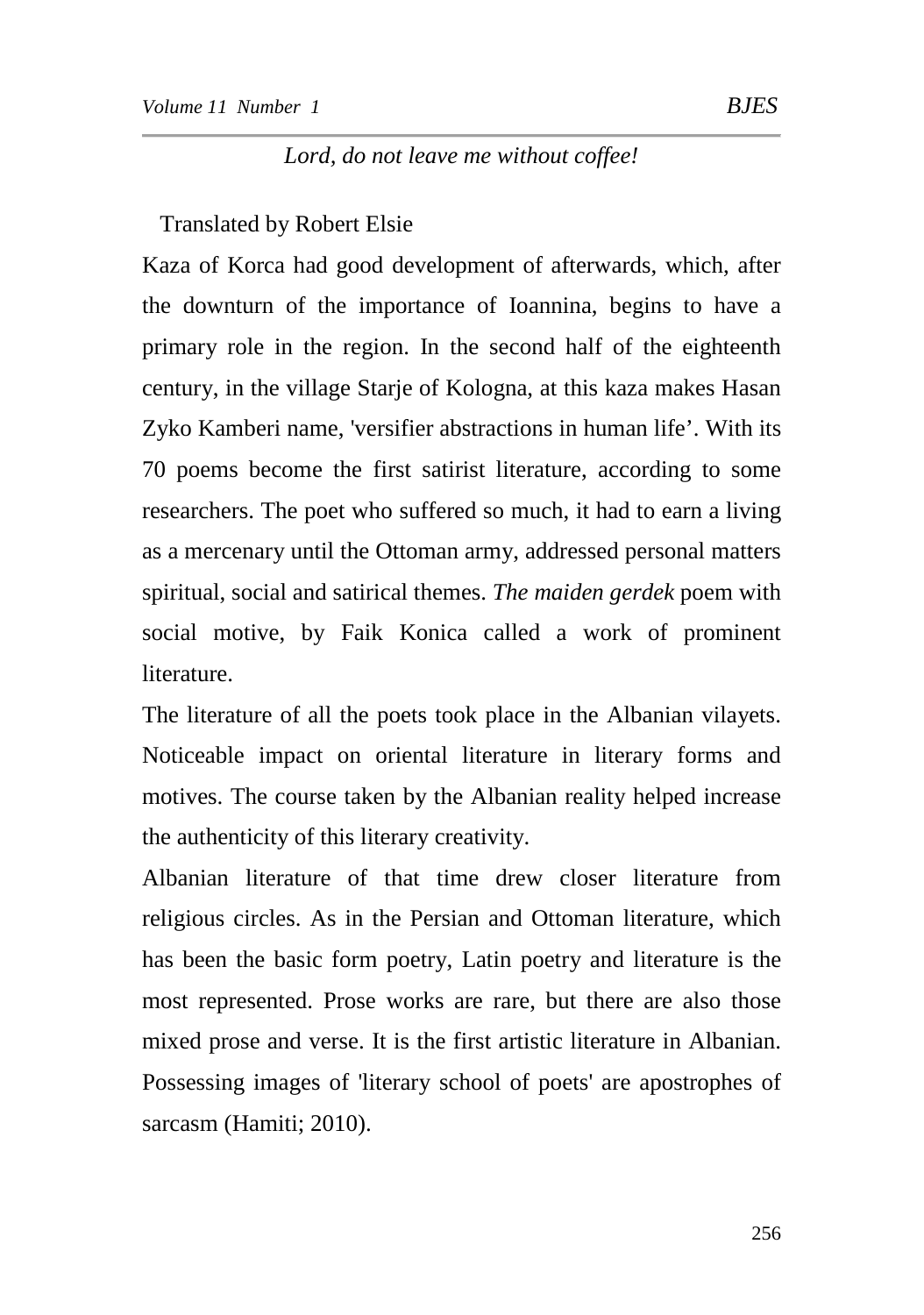*Lord, do not leave me without coffee!*

Translated by Robert Elsie

Kaza of Korca had good development of afterwards, which, after the downturn of the importance of Ioannina, begins to have a primary role in the region. In the second half of the eighteenth century, in the village Starje of Kologna, at this kaza makes Hasan Zyko Kamberi name, 'versifier abstractions in human life'. With its 70 poems become the first satirist literature, according to some researchers. The poet who suffered so much, it had to earn a living as a mercenary until the Ottoman army, addressed personal matters spiritual, social and satirical themes. *The maiden gerdek* poem with social motive, by Faik Konica called a work of prominent literature.

The literature of all the poets took place in the Albanian vilayets. Noticeable impact on oriental literature in literary forms and motives. The course taken by the Albanian reality helped increase the authenticity of this literary creativity.

Albanian literature of that time drew closer literature from religious circles. As in the Persian and Ottoman literature, which has been the basic form poetry, Latin poetry and literature is the most represented. Prose works are rare, but there are also those mixed prose and verse. It is the first artistic literature in Albanian. Possessing images of 'literary school of poets' are apostrophes of sarcasm (Hamiti; 2010).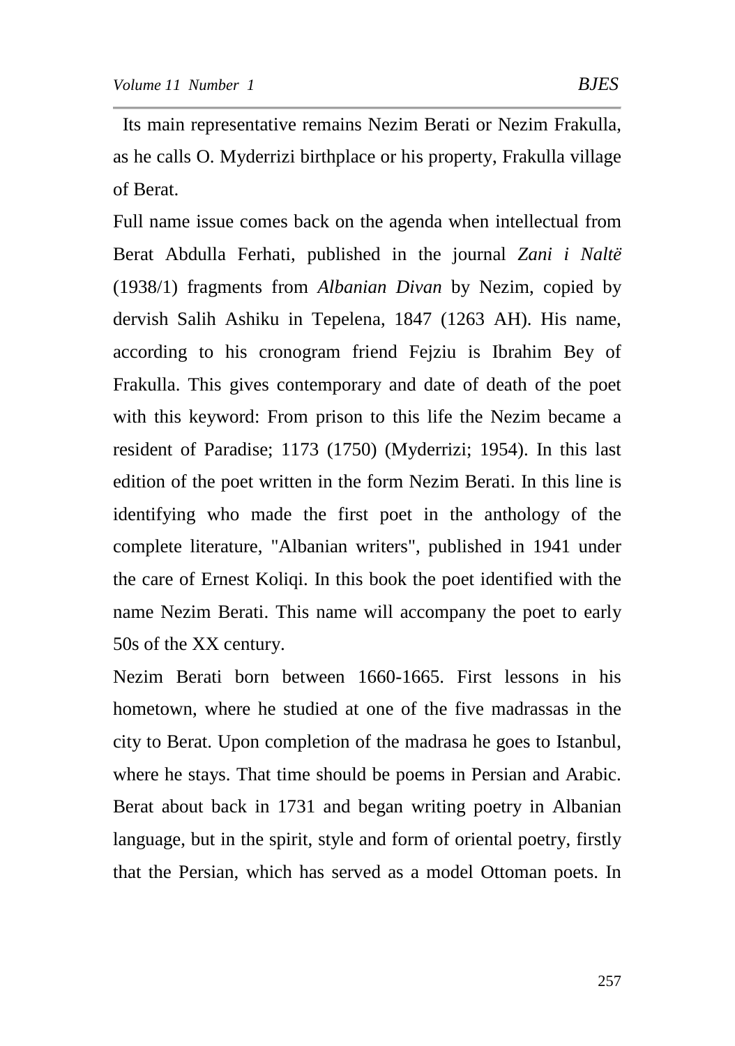Its main representative remains Nezim Berati or Nezim Frakulla, as he calls O. Myderrizi birthplace or his property, Frakulla village of Berat.

Full name issue comes back on the agenda when intellectual from Berat Abdulla Ferhati, published in the journal *Zani i Naltë* (1938/1) fragments from *Albanian Divan* by Nezim, copied by dervish Salih Ashiku in Tepelena, 1847 (1263 AH). His name, according to his cronogram friend Fejziu is Ibrahim Bey of Frakulla. This gives contemporary and date of death of the poet with this keyword: From prison to this life the Nezim became a resident of Paradise; 1173 (1750) (Myderrizi; 1954). In this last edition of the poet written in the form Nezim Berati. In this line is identifying who made the first poet in the anthology of the complete literature, "Albanian writers", published in 1941 under the care of Ernest Koliqi. In this book the poet identified with the name Nezim Berati. This name will accompany the poet to early 50s of the XX century.

Nezim Berati born between 1660-1665. First lessons in his hometown, where he studied at one of the five madrassas in the city to Berat. Upon completion of the madrasa he goes to Istanbul, where he stays. That time should be poems in Persian and Arabic. Berat about back in 1731 and began writing poetry in Albanian language, but in the spirit, style and form of oriental poetry, firstly that the Persian, which has served as a model Ottoman poets. In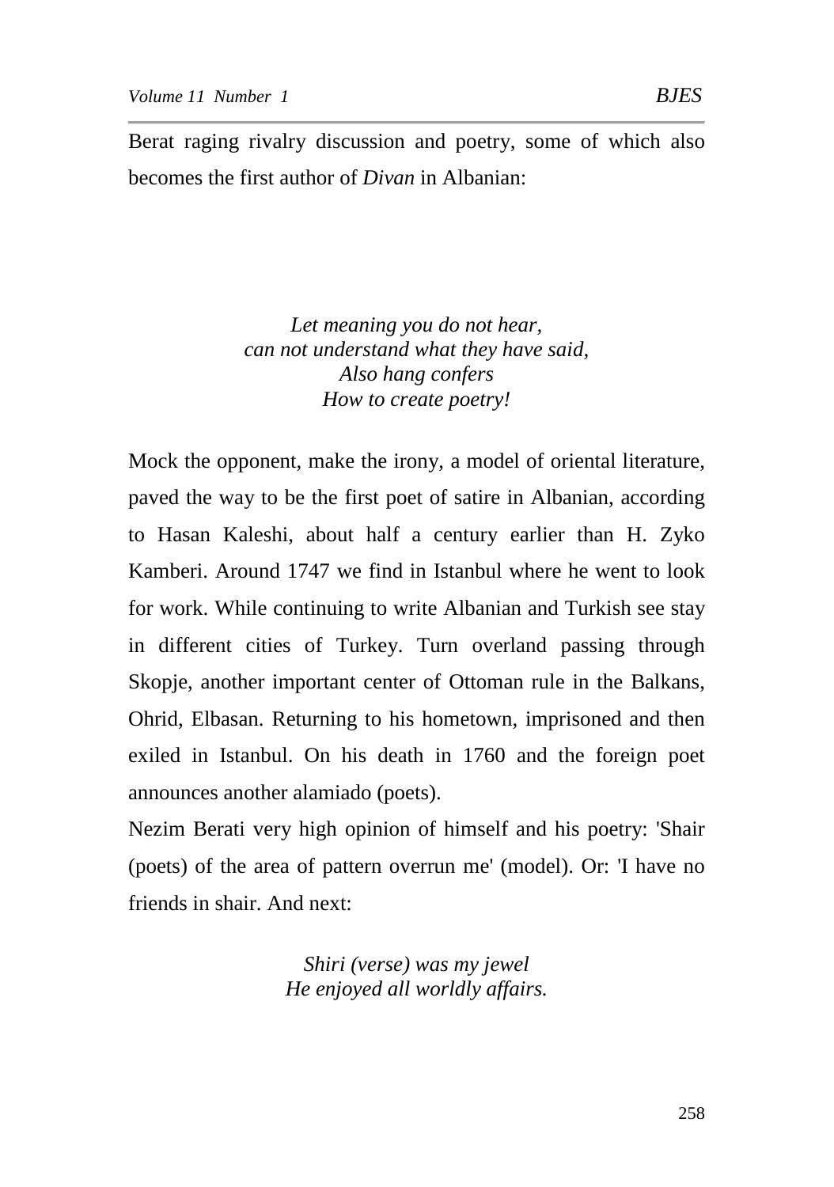Berat raging rivalry discussion and poetry, some of which also becomes the first author of *Divan* in Albanian:

*Let meaning you do not hear,*
*can not understand what they have said,*
*Also hang confers*
*How to create poetry!*

Mock the opponent, make the irony, a model of oriental literature, paved the way to be the first poet of satire in Albanian, according to Hasan Kaleshi, about half a century earlier than H. Zyko Kamberi. Around 1747 we find in Istanbul where he went to look for work. While continuing to write Albanian and Turkish see stay in different cities of Turkey. Turn overland passing through Skopje, another important center of Ottoman rule in the Balkans, Ohrid, Elbasan. Returning to his hometown, imprisoned and then exiled in Istanbul. On his death in 1760 and the foreign poet announces another alamiado (poets).

Nezim Berati very high opinion of himself and his poetry: 'Shair (poets) of the area of pattern overrun me' (model). Or: 'I have no friends in shair. And next:

*Shiri (verse) was my jewel*
*He enjoyed all worldly affairs.*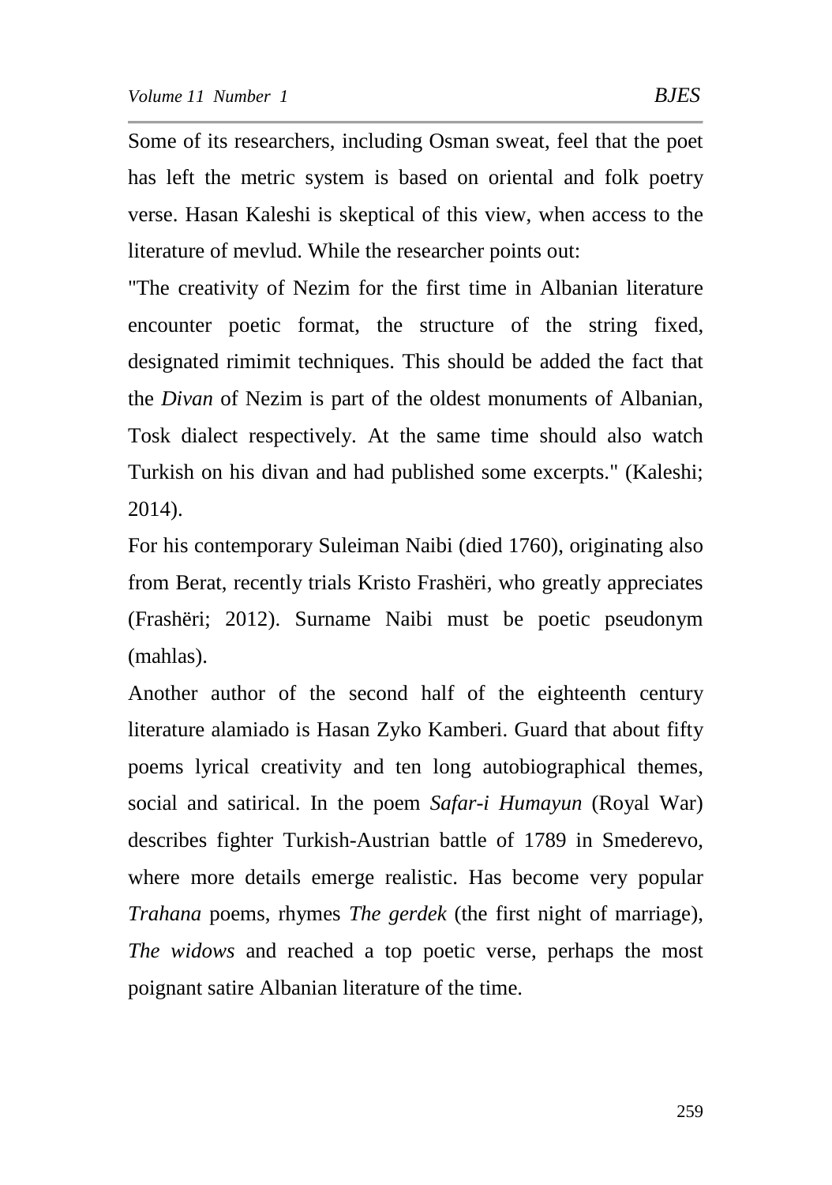Some of its researchers, including Osman sweat, feel that the poet has left the metric system is based on oriental and folk poetry verse. Hasan Kaleshi is skeptical of this view, when access to the literature of mevlud. While the researcher points out:

"The creativity of Nezim for the first time in Albanian literature encounter poetic format, the structure of the string fixed, designated rimimit techniques. This should be added the fact that the *Divan* of Nezim is part of the oldest monuments of Albanian, Tosk dialect respectively. At the same time should also watch Turkish on his divan and had published some excerpts." (Kaleshi; 2014).

For his contemporary Suleiman Naibi (died 1760), originating also from Berat, recently trials Kristo Frashëri, who greatly appreciates (Frashëri; 2012). Surname Naibi must be poetic pseudonym (mahlas).

Another author of the second half of the eighteenth century literature alamiado is Hasan Zyko Kamberi. Guard that about fifty poems lyrical creativity and ten long autobiographical themes, social and satirical. In the poem *Safar-i Humayun* (Royal War) describes fighter Turkish-Austrian battle of 1789 in Smederevo, where more details emerge realistic. Has become very popular *Trahana* poems, rhymes *The gerdek* (the first night of marriage), *The widows* and reached a top poetic verse, perhaps the most poignant satire Albanian literature of the time.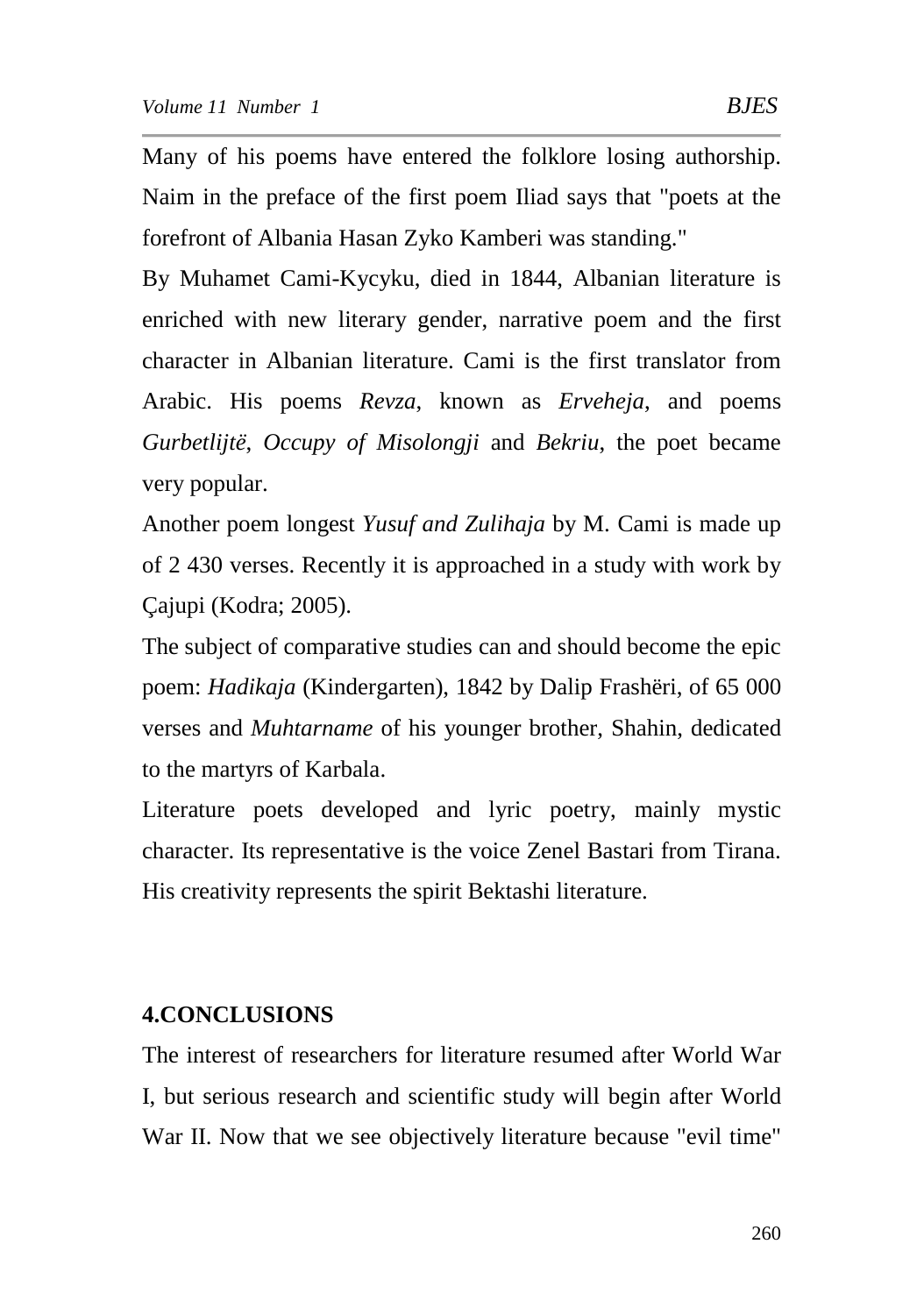Many of his poems have entered the folklore losing authorship. Naim in the preface of the first poem Iliad says that "poets at the forefront of Albania Hasan Zyko Kamberi was standing."

By Muhamet Cami-Kycyku, died in 1844, Albanian literature is enriched with new literary gender, narrative poem and the first character in Albanian literature. Cami is the first translator from Arabic. His poems *Revza*, known as *Erveheja*, and poems *Gurbetlijtë*, *Occupy of Misolongji* and *Bekriu*, the poet became very popular.

Another poem longest *Yusuf and Zulihaja* by M. Cami is made up of 2 430 verses. Recently it is approached in a study with work by Çajupi (Kodra; 2005).

The subject of comparative studies can and should become the epic poem: *Hadikaja* (Kindergarten), 1842 by Dalip Frashëri, of 65 000 verses and *Muhtarname* of his younger brother, Shahin, dedicated to the martyrs of Karbala.

Literature poets developed and lyric poetry, mainly mystic character. Its representative is the voice Zenel Bastari from Tirana. His creativity represents the spirit Bektashi literature.

## 4.CONCLUSIONS

The interest of researchers for literature resumed after World War I, but serious research and scientific study will begin after World War II. Now that we see objectively literature because "evil time"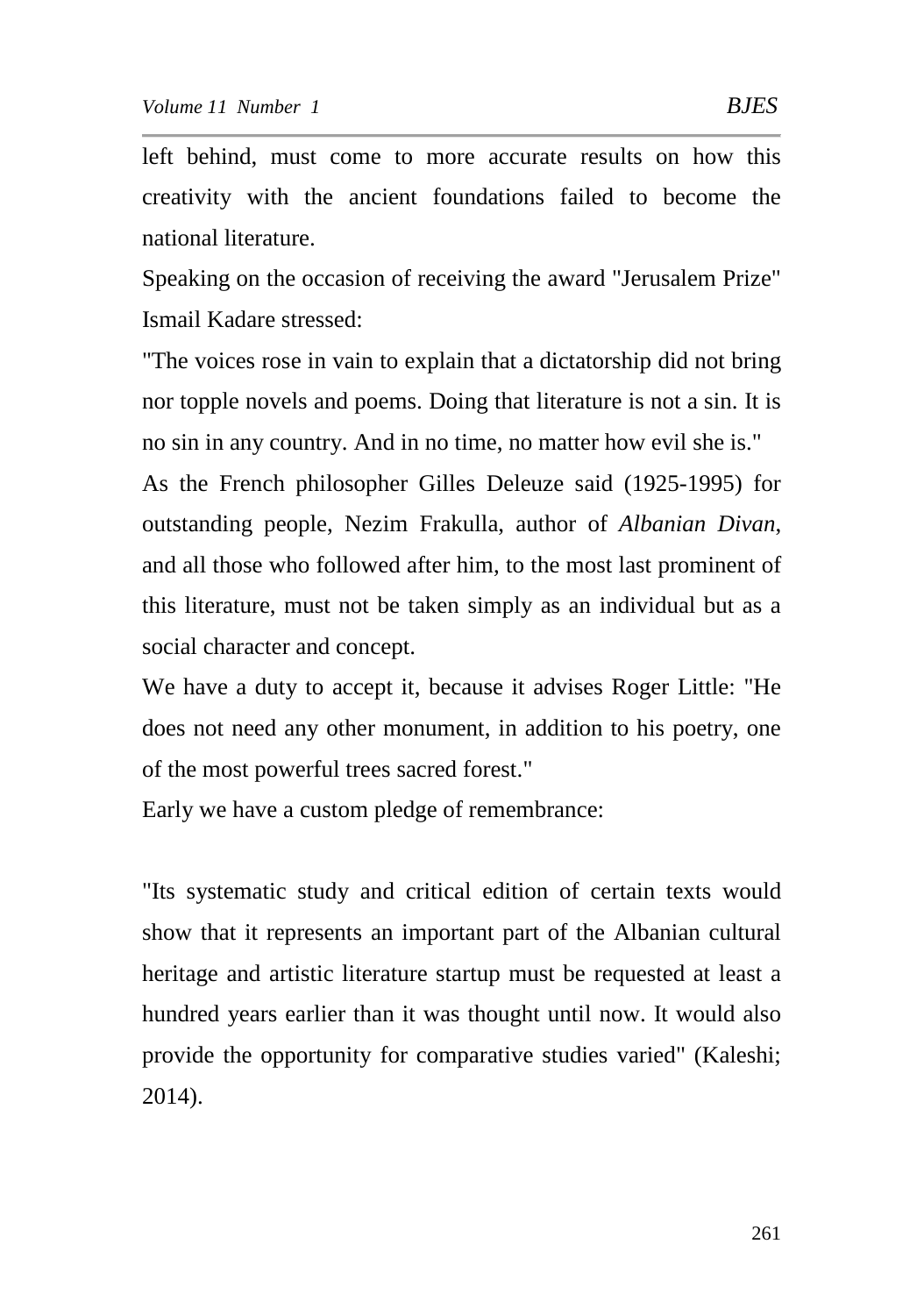left behind, must come to more accurate results on how this creativity with the ancient foundations failed to become the national literature.

Speaking on the occasion of receiving the award "Jerusalem Prize" Ismail Kadare stressed:

"The voices rose in vain to explain that a dictatorship did not bring nor topple novels and poems. Doing that literature is not a sin. It is no sin in any country. And in no time, no matter how evil she is."

As the French philosopher Gilles Deleuze said (1925-1995) for outstanding people, Nezim Frakulla, author of *Albanian Divan*, and all those who followed after him, to the most last prominent of this literature, must not be taken simply as an individual but as a social character and concept.

We have a duty to accept it, because it advises Roger Little: "He does not need any other monument, in addition to his poetry, one of the most powerful trees sacred forest."

Early we have a custom pledge of remembrance:

"Its systematic study and critical edition of certain texts would show that it represents an important part of the Albanian cultural heritage and artistic literature startup must be requested at least a hundred years earlier than it was thought until now. It would also provide the opportunity for comparative studies varied" (Kaleshi; 2014).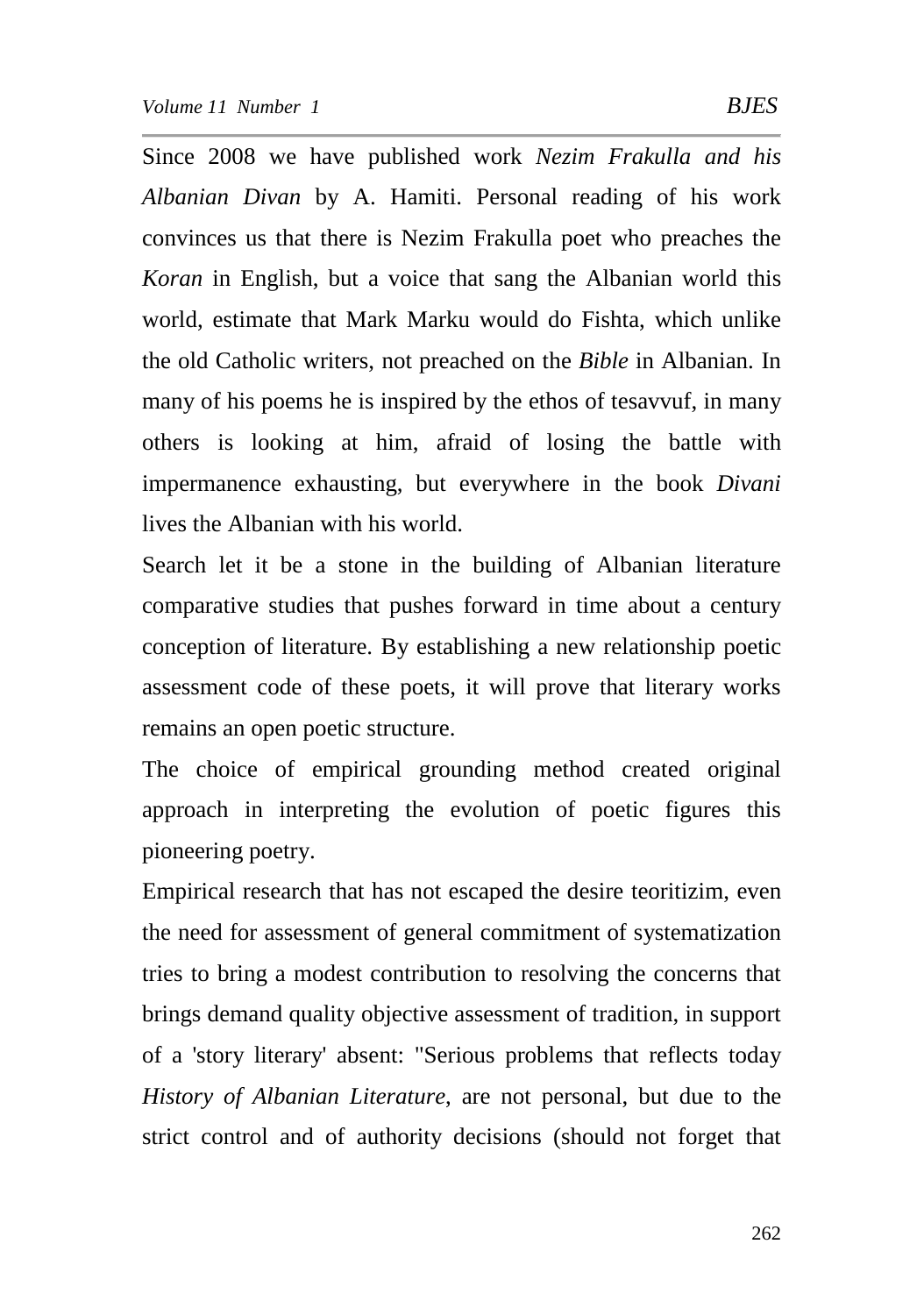Since 2008 we have published work *Nezim Frakulla and his Albanian Divan* by A. Hamiti. Personal reading of his work convinces us that there is Nezim Frakulla poet who preaches the *Koran* in English, but a voice that sang the Albanian world this world, estimate that Mark Marku would do Fishta, which unlike the old Catholic writers, not preached on the *Bible* in Albanian. In many of his poems he is inspired by the ethos of tesavvuf, in many others is looking at him, afraid of losing the battle with impermanence exhausting, but everywhere in the book *Divani* lives the Albanian with his world.

Search let it be a stone in the building of Albanian literature comparative studies that pushes forward in time about a century conception of literature. By establishing a new relationship poetic assessment code of these poets, it will prove that literary works remains an open poetic structure.

The choice of empirical grounding method created original approach in interpreting the evolution of poetic figures this pioneering poetry.

Empirical research that has not escaped the desire teoritizim, even the need for assessment of general commitment of systematization tries to bring a modest contribution to resolving the concerns that brings demand quality objective assessment of tradition, in support of a 'story literary' absent: "Serious problems that reflects today *History of Albanian Literature*, are not personal, but due to the strict control and of authority decisions (should not forget that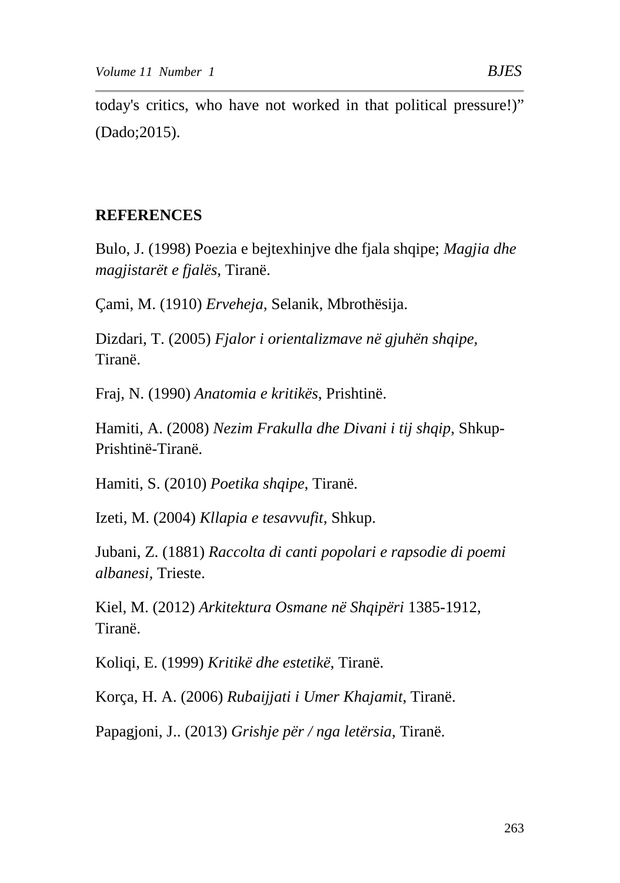today's critics, who have not worked in that political pressure!)" (Dado;2015).

## REFERENCES

Bulo, J. (1998) Poezia e bejtexhinjve dhe fjala shqipe; *Magjia dhe magjistarët e fjalës*, Tiranë.

Çami, M. (1910) *Erveheja*, Selanik, Mbrothësija.

Dizdari, T. (2005) *Fjalor i orientalizmave në gjuhën shqipe,* Tiranë.

Fraj, N. (1990) *Anatomia e kritikës*, Prishtinë.

Hamiti, A. (2008) *Nezim Frakulla dhe Divani i tij shqip*, Shkup-Prishtinë-Tiranë.

Hamiti, S. (2010) *Poetika shqipe*, Tiranë.

Izeti, M. (2004) *Kllapia e tesavvufit*, Shkup.

Jubani, Z. (1881) *Raccolta di canti popolari e rapsodie di poemi albanesi*, Trieste.

Kiel, M. (2012) *Arkitektura Osmane në Shqipëri* 1385-1912, Tiranë.

Koliqi, E. (1999) *Kritikë dhe estetikë*, Tiranë.

Korça, H. A. (2006) *Rubaijjati i Umer Khajamit*, Tiranë.

Papagjoni, J.. (2013) *Grishje për / nga letërsia*, Tiranë.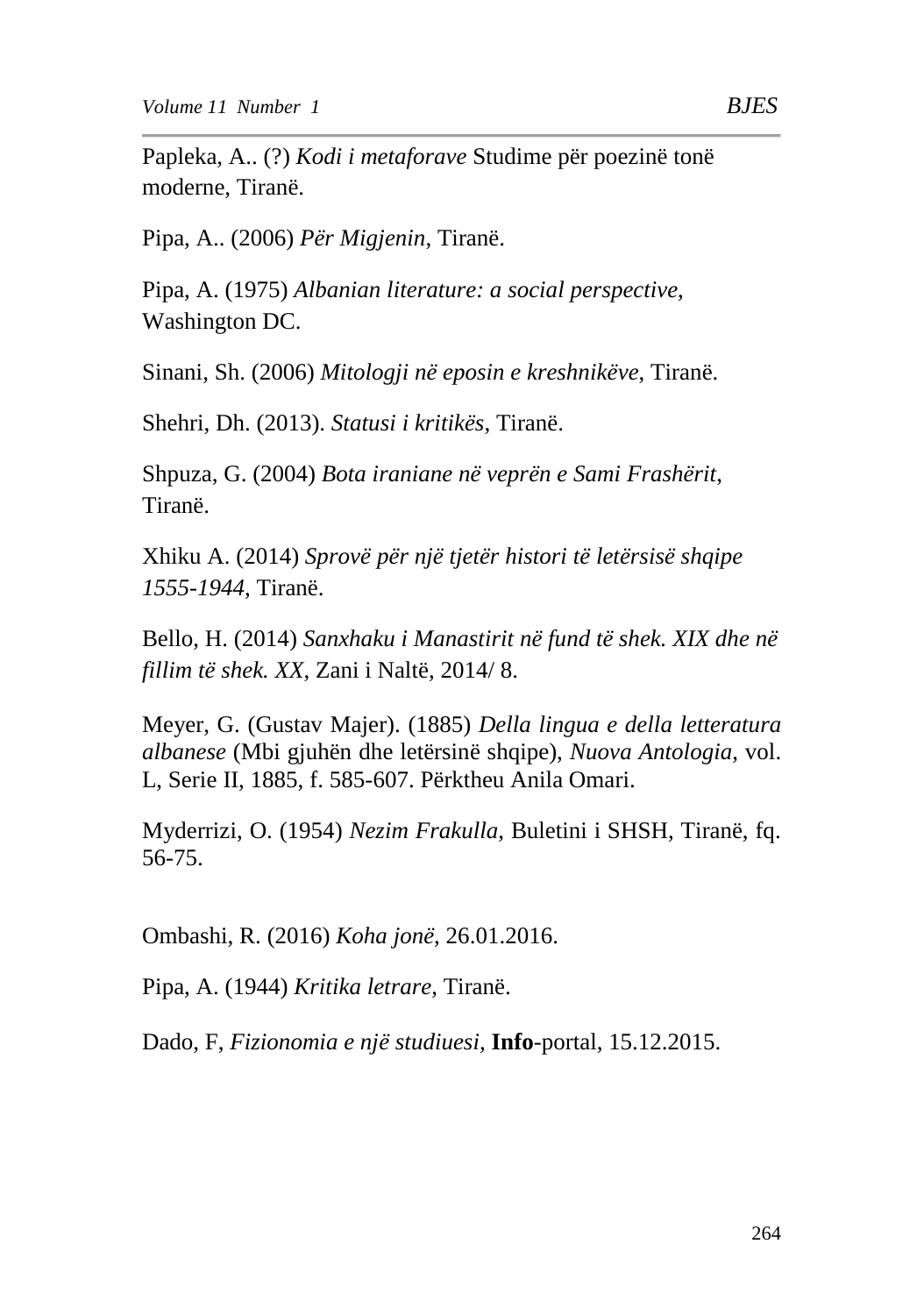Papleka, A.. (?) *Kodi i metaforave* Studime për poezinë tonë moderne, Tiranë.

Pipa, A.. (2006) *Për Migjenin*, Tiranë.

Pipa, A. (1975) *Albanian literature: a social perspective*, Washington DC.

Sinani, Sh. (2006) *Mitologji në eposin e kreshnikëve*, Tiranë.

Shehri, Dh. (2013). *Statusi i kritikës*, Tiranë.

Shpuza, G. (2004) *Bota iraniane në veprën e Sami Frashërit,* Tiranë.

Xhiku A. (2014) *Sprovë për një tjetër histori të letërsisë shqipe 1555-1944*, Tiranë.

Bello, H. (2014) *Sanxhaku i Manastirit në fund të shek. XIX dhe në fillim të shek. XX*, Zani i Naltë, 2014/ 8.

Meyer, G. (Gustav Majer). (1885) *Della lingua e della letteratura albanese* (Mbi gjuhën dhe letërsinë shqipe), *Nuova Antologia*, vol. L, Serie II, 1885, f. 585-607. Përktheu Anila Omari.

Myderrizi, O. (1954) *Nezim Frakulla*, Buletini i SHSH, Tiranë, fq. 56-75.

Ombashi, R. (2016) *Koha jonë*, 26.01.2016.

Pipa, A. (1944) *Kritika letrare*, Tiranë.

Dado, F, *Fizionomia e një studiuesi*, **Info**-portal, 15.12.2015.